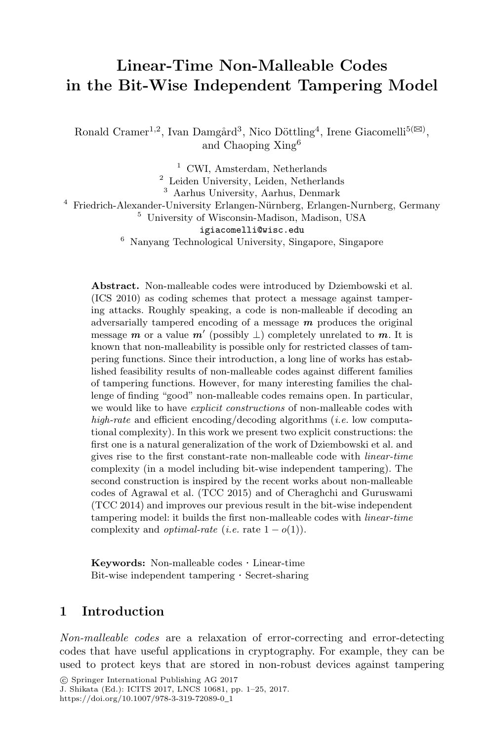# Linear-Time Non-Malleable Codes in the Bit-Wise Independent Tampering Model

Ronald Cramer[1,2], Ivan Damgård[3], Nico Döttling[4], Irene Giacomelli[5](✉), and Chaoping Xing[6]

[1] CWI, Amsterdam, Netherlands

[2] Leiden University, Leiden, Netherlands

[3] Aarhus University, Aarhus, Denmark

[4] Friedrich-Alexander-University Erlangen-Nürnberg, Erlangen-Nurnberg, Germany

[5] University of Wisconsin-Madison, Madison, USA

igiacomelli@wisc.edu

[6] Nanyang Technological University, Singapore, Singapore

**Abstract.** Non-malleable codes were introduced by Dziembowski et al. (ICS 2010) as coding schemes that protect a message against tampering attacks. Roughly speaking, a code is non-malleable if decoding an adversarially tampered encoding of a message $\boldsymbol{m}$ produces the original message $\boldsymbol{m}$ or a value $\boldsymbol{m}'$ (possibly $\perp$) completely unrelated to $\boldsymbol{m}$. It is known that non-malleability is possible only for restricted classes of tampering functions. Since their introduction, a long line of works has established feasibility results of non-malleable codes against different families of tampering functions. However, for many interesting families the challenge of finding "good" non-malleable codes remains open. In particular, we would like to have *explicit constructions* of non-malleable codes with *high-rate* and efficient encoding/decoding algorithms (*i.e.* low computational complexity). In this work we present two explicit constructions: the first one is a natural generalization of the work of Dziembowski et al. and gives rise to the first constant-rate non-malleable code with *linear-time* complexity (in a model including bit-wise independent tampering). The second construction is inspired by the recent works about non-malleable codes of Agrawal et al. (TCC 2015) and of Cheraghchi and Guruswami (TCC 2014) and improves our previous result in the bit-wise independent tampering model: it builds the first non-malleable codes with *linear-time* complexity and *optimal-rate* (*i.e.* rate $1 - o(1)$).

**Keywords:** Non-malleable codes · Linear-time Bit-wise independent tampering · Secret-sharing

## 1 Introduction

*Non-malleable codes* are a relaxation of error-correcting and error-detecting codes that have useful applications in cryptography. For example, they can be used to protect keys that are stored in non-robust devices against tampering

© Springer International Publishing AG 2017
J. Shikata (Ed.): ICITS 2017, LNCS 10681, pp. 1–25, 2017.
https://doi.org/10.1007/978-3-319-72089-0_1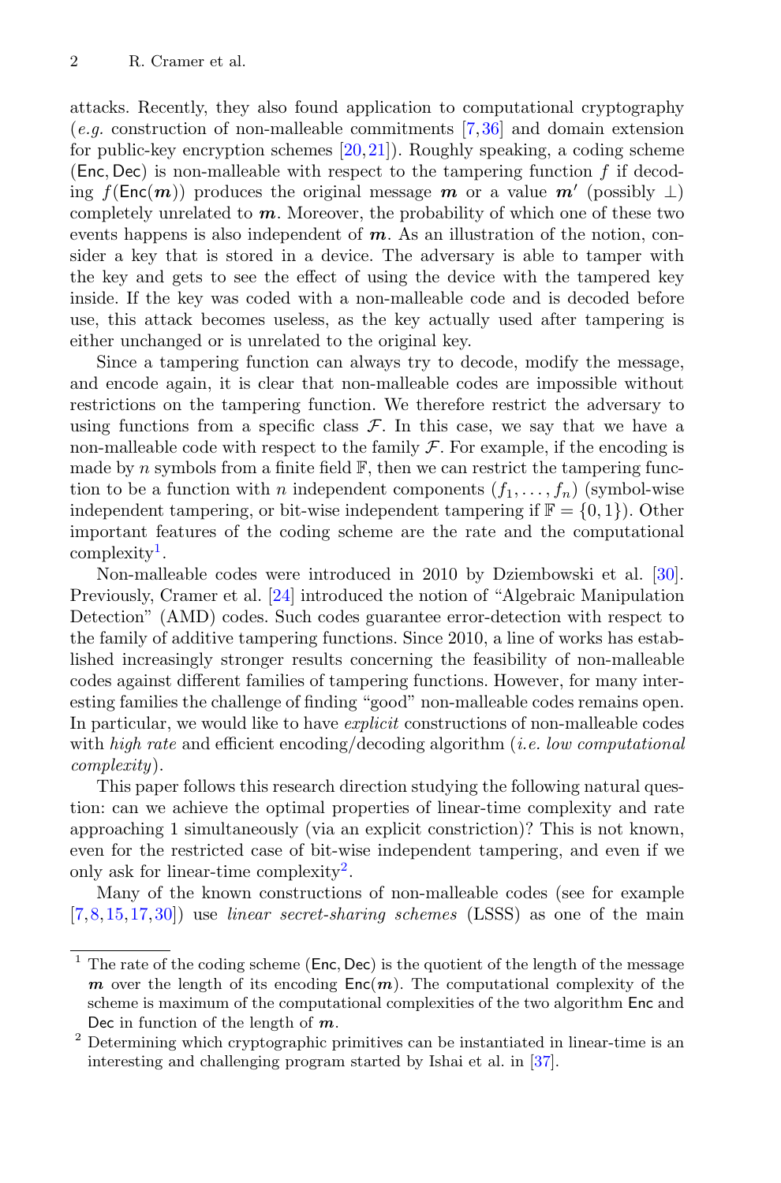attacks. Recently, they also found application to computational cryptography (*e.g.* construction of non-malleable commitments [7,36] and domain extension for public-key encryption schemes [20,21]). Roughly speaking, a coding scheme $(\mathsf{Enc}, \mathsf{Dec})$ is non-malleable with respect to the tampering function $f$ if decoding $f(\mathsf{Enc}(\boldsymbol{m}))$ produces the original message $\boldsymbol{m}$ or a value $\boldsymbol{m}'$ (possibly $\perp$) completely unrelated to $\boldsymbol{m}$. Moreover, the probability of which one of these two events happens is also independent of $\boldsymbol{m}$. As an illustration of the notion, consider a key that is stored in a device. The adversary is able to tamper with the key and gets to see the effect of using the device with the tampered key inside. If the key was coded with a non-malleable code and is decoded before use, this attack becomes useless, as the key actually used after tampering is either unchanged or is unrelated to the original key.

Since a tampering function can always try to decode, modify the message, and encode again, it is clear that non-malleable codes are impossible without restrictions on the tampering function. We therefore restrict the adversary to using functions from a specific class $\mathcal{F}$. In this case, we say that we have a non-malleable code with respect to the family $\mathcal{F}$. For example, if the encoding is made by $n$ symbols from a finite field $\mathbb{F}$, then we can restrict the tampering function to be a function with $n$ independent components $(f_1, \ldots, f_n)$ (symbol-wise independent tampering, or bit-wise independent tampering if $\mathbb{F} = \{0, 1\}$). Other important features of the coding scheme are the rate and the computational complexity[1].

Non-malleable codes were introduced in 2010 by Dziembowski et al. [30]. Previously, Cramer et al. [24] introduced the notion of "Algebraic Manipulation Detection" (AMD) codes. Such codes guarantee error-detection with respect to the family of additive tampering functions. Since 2010, a line of works has established increasingly stronger results concerning the feasibility of non-malleable codes against different families of tampering functions. However, for many interesting families the challenge of finding "good" non-malleable codes remains open. In particular, we would like to have *explicit* constructions of non-malleable codes with *high rate* and efficient encoding/decoding algorithm (*i.e. low computational complexity*).

This paper follows this research direction studying the following natural question: can we achieve the optimal properties of linear-time complexity and rate approaching 1 simultaneously (via an explicit constriction)? This is not known, even for the restricted case of bit-wise independent tampering, and even if we only ask for linear-time complexity[2].

Many of the known constructions of non-malleable codes (see for example [7,8,15,17,30]) use *linear secret-sharing schemes* (LSSS) as one of the main

---

[1] The rate of the coding scheme $(\mathsf{Enc}, \mathsf{Dec})$ is the quotient of the length of the message $\boldsymbol{m}$ over the length of its encoding $\mathsf{Enc}(\boldsymbol{m})$. The computational complexity of the scheme is maximum of the computational complexities of the two algorithm $\mathsf{Enc}$ and $\mathsf{Dec}$ in function of the length of $\boldsymbol{m}$.

[2] Determining which cryptographic primitives can be instantiated in linear-time is an interesting and challenging program started by Ishai et al. in [37].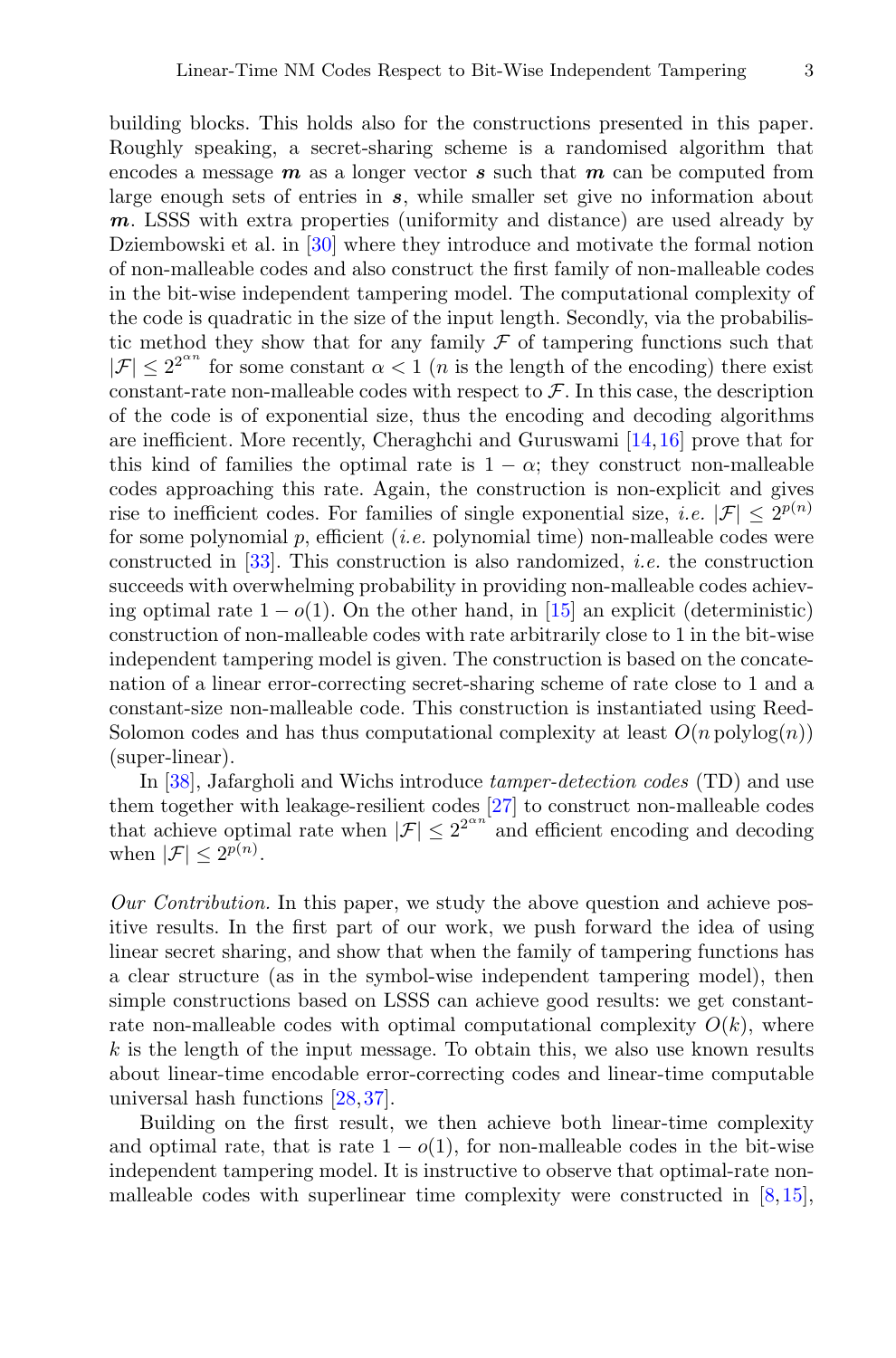building blocks. This holds also for the constructions presented in this paper. Roughly speaking, a secret-sharing scheme is a randomised algorithm that encodes a message $\boldsymbol{m}$ as a longer vector $\boldsymbol{s}$ such that $\boldsymbol{m}$ can be computed from large enough sets of entries in $\boldsymbol{s}$, while smaller set give no information about $\boldsymbol{m}$. LSSS with extra properties (uniformity and distance) are used already by Dziembowski et al. in [30] where they introduce and motivate the formal notion of non-malleable codes and also construct the first family of non-malleable codes in the bit-wise independent tampering model. The computational complexity of the code is quadratic in the size of the input length. Secondly, via the probabilistic method they show that for any family $\mathcal{F}$ of tampering functions such that $|\mathcal{F}| \leq 2^{2^{\alpha n}}$ for some constant $\alpha < 1$ ($n$ is the length of the encoding) there exist constant-rate non-malleable codes with respect to $\mathcal{F}$. In this case, the description of the code is of exponential size, thus the encoding and decoding algorithms are inefficient. More recently, Cheraghchi and Guruswami [14,16] prove that for this kind of families the optimal rate is $1 - \alpha$; they construct non-malleable codes approaching this rate. Again, the construction is non-explicit and gives rise to inefficient codes. For families of single exponential size, *i.e.* $|\mathcal{F}| \leq 2^{p(n)}$ for some polynomial $p$, efficient (*i.e.* polynomial time) non-malleable codes were constructed in [33]. This construction is also randomized, *i.e.* the construction succeeds with overwhelming probability in providing non-malleable codes achieving optimal rate $1 - o(1)$. On the other hand, in [15] an explicit (deterministic) construction of non-malleable codes with rate arbitrarily close to 1 in the bit-wise independent tampering model is given. The construction is based on the concatenation of a linear error-correcting secret-sharing scheme of rate close to 1 and a constant-size non-malleable code. This construction is instantiated using Reed-Solomon codes and has thus computational complexity at least $O(n \operatorname{polylog}(n))$ (super-linear).

In [38], Jafargholi and Wichs introduce *tamper-detection codes* (TD) and use them together with leakage-resilient codes [27] to construct non-malleable codes that achieve optimal rate when $|\mathcal{F}| \leq 2^{2^{\alpha n}}$ and efficient encoding and decoding when $|\mathcal{F}| \leq 2^{p(n)}$.

*Our Contribution.* In this paper, we study the above question and achieve positive results. In the first part of our work, we push forward the idea of using linear secret sharing, and show that when the family of tampering functions has a clear structure (as in the symbol-wise independent tampering model), then simple constructions based on LSSS can achieve good results: we get constant-rate non-malleable codes with optimal computational complexity $O(k)$, where $k$ is the length of the input message. To obtain this, we also use known results about linear-time encodable error-correcting codes and linear-time computable universal hash functions [28,37].

Building on the first result, we then achieve both linear-time complexity and optimal rate, that is rate $1 - o(1)$, for non-malleable codes in the bit-wise independent tampering model. It is instructive to observe that optimal-rate non-malleable codes with superlinear time complexity were constructed in [8,15],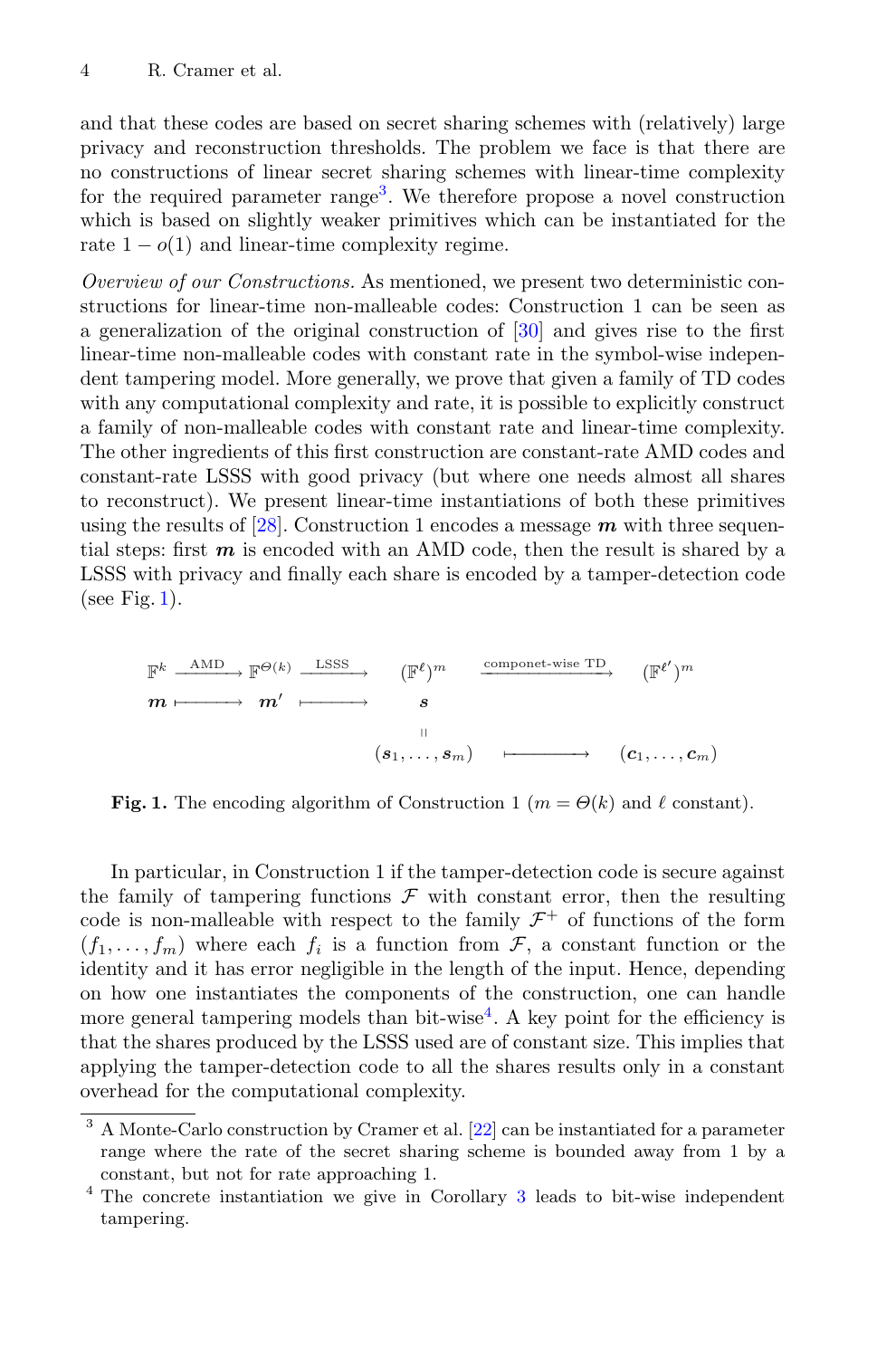and that these codes are based on secret sharing schemes with (relatively) large privacy and reconstruction thresholds. The problem we face is that there are no constructions of linear secret sharing schemes with linear-time complexity for the required parameter range[3]. We therefore propose a novel construction which is based on slightly weaker primitives which can be instantiated for the rate $1 - o(1)$ and linear-time complexity regime.

*Overview of our Constructions.* As mentioned, we present two deterministic constructions for linear-time non-malleable codes: Construction 1 can be seen as a generalization of the original construction of [30] and gives rise to the first linear-time non-malleable codes with constant rate in the symbol-wise independent tampering model. More generally, we prove that given a family of TD codes with any computational complexity and rate, it is possible to explicitly construct a family of non-malleable codes with constant rate and linear-time complexity. The other ingredients of this first construction are constant-rate AMD codes and constant-rate LSSS with good privacy (but where one needs almost all shares to reconstruct). We present linear-time instantiations of both these primitives using the results of [28]. Construction 1 encodes a message $\boldsymbol{m}$ with three sequential steps: first $\boldsymbol{m}$ is encoded with an AMD code, then the result is shared by a LSSS with privacy and finally each share is encoded by a tamper-detection code (see Fig. 1).

$$
\begin{array}{ccccccc}
\mathbb{F}^k & \xrightarrow{\text{AMD}} & \mathbb{F}^{\Theta(k)} & \xrightarrow{\text{LSSS}} & (\mathbb{F}^{\ell})^m & \xrightarrow{\text{componet-wise TD}} & (\mathbb{F}^{\ell'})^m \\
\boldsymbol{m} & \longmapsto & \boldsymbol{m}' & \longmapsto & \boldsymbol{s} & & \\
 & & & & \shortparallel & & \\
 & & & & (\boldsymbol{s}_1, \ldots, \boldsymbol{s}_m) & \longmapsto & (\boldsymbol{c}_1, \ldots, \boldsymbol{c}_m)
\end{array}
$$

**Fig. 1.** The encoding algorithm of Construction 1 ($m = \Theta(k)$ and $\ell$ constant).

In particular, in Construction 1 if the tamper-detection code is secure against the family of tampering functions $\mathcal{F}$ with constant error, then the resulting code is non-malleable with respect to the family $\mathcal{F}^+$ of functions of the form $(f_1, \ldots, f_m)$ where each $f_i$ is a function from $\mathcal{F}$, a constant function or the identity and it has error negligible in the length of the input. Hence, depending on how one instantiates the components of the construction, one can handle more general tampering models than bit-wise[4]. A key point for the efficiency is that the shares produced by the LSSS used are of constant size. This implies that applying the tamper-detection code to all the shares results only in a constant overhead for the computational complexity.

[3] A Monte-Carlo construction by Cramer et al. [22] can be instantiated for a parameter range where the rate of the secret sharing scheme is bounded away from 1 by a constant, but not for rate approaching 1.

[4] The concrete instantiation we give in Corollary 3 leads to bit-wise independent tampering.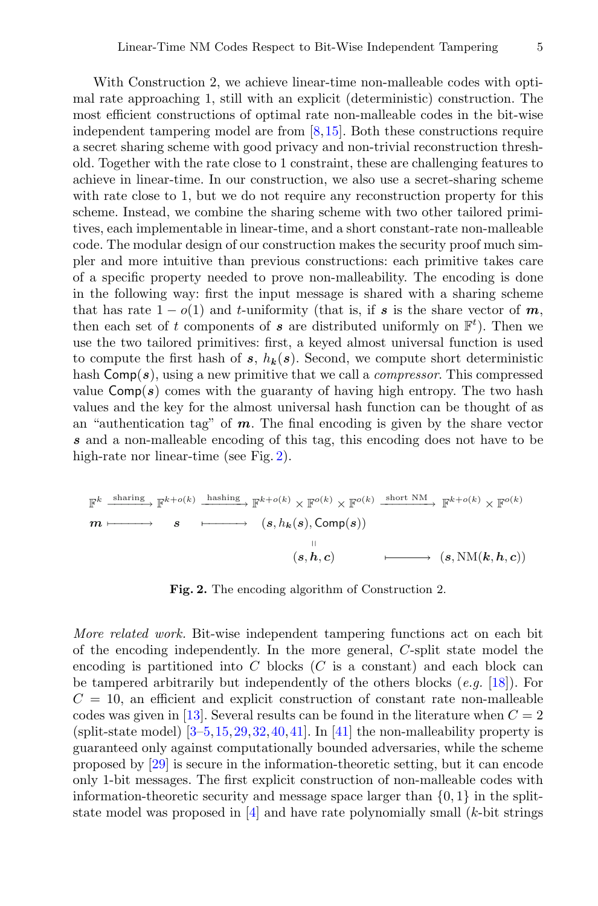With Construction 2, we achieve linear-time non-malleable codes with optimal rate approaching 1, still with an explicit (deterministic) construction. The most efficient constructions of optimal rate non-malleable codes in the bit-wise independent tampering model are from [8,15]. Both these constructions require a secret sharing scheme with good privacy and non-trivial reconstruction threshold. Together with the rate close to 1 constraint, these are challenging features to achieve in linear-time. In our construction, we also use a secret-sharing scheme with rate close to 1, but we do not require any reconstruction property for this scheme. Instead, we combine the sharing scheme with two other tailored primitives, each implementable in linear-time, and a short constant-rate non-malleable code. The modular design of our construction makes the security proof much simpler and more intuitive than previous constructions: each primitive takes care of a specific property needed to prove non-malleability. The encoding is done in the following way: first the input message is shared with a sharing scheme that has rate $1 - o(1)$ and $t$-uniformity (that is, if $\boldsymbol{s}$ is the share vector of $\boldsymbol{m}$, then each set of $t$ components of $\boldsymbol{s}$ are distributed uniformly on $\mathbb{F}^t$). Then we use the two tailored primitives: first, a keyed almost universal function is used to compute the first hash of $\boldsymbol{s}$, $h_{\boldsymbol{k}}(\boldsymbol{s})$. Second, we compute short deterministic hash $\mathsf{Comp}(\boldsymbol{s})$, using a new primitive that we call a *compressor*. This compressed value $\mathsf{Comp}(\boldsymbol{s})$ comes with the guaranty of having high entropy. The two hash values and the key for the almost universal hash function can be thought of as an "authentication tag" of $\boldsymbol{m}$. The final encoding is given by the share vector $\boldsymbol{s}$ and a non-malleable encoding of this tag, this encoding does not have to be high-rate nor linear-time (see Fig. 2).

$$
\begin{array}{ccccccc}
\mathbb{F}^k & \xrightarrow{\text{sharing}} & \mathbb{F}^{k+o(k)} & \xrightarrow{\text{hashing}} & \mathbb{F}^{k+o(k)} \times \mathbb{F}^{o(k)} \times \mathbb{F}^{o(k)} & \xrightarrow{\text{short NM}} & \mathbb{F}^{k+o(k)} \times \mathbb{F}^{o(k)} \\
\boldsymbol{m} & \longmapsto & \boldsymbol{s} & \longmapsto & (\boldsymbol{s}, h_{\boldsymbol{k}}(\boldsymbol{s}), \mathsf{Comp}(\boldsymbol{s})) & & \\
 & & & & \| & & \\
 & & & & (\boldsymbol{s}, \boldsymbol{h}, \boldsymbol{c}) & \longmapsto & (\boldsymbol{s}, \mathrm{NM}(\boldsymbol{k}, \boldsymbol{h}, \boldsymbol{c}))
\end{array}
$$

**Fig. 2.** The encoding algorithm of Construction 2.

*More related work.* Bit-wise independent tampering functions act on each bit of the encoding independently. In the more general, $C$-split state model the encoding is partitioned into $C$ blocks ($C$ is a constant) and each block can be tampered arbitrarily but independently of the others blocks (*e.g.* [18]). For $C = 10$, an efficient and explicit construction of constant rate non-malleable codes was given in [13]. Several results can be found in the literature when $C = 2$ (split-state model) [3–5,15,29,32,40,41]. In [41] the non-malleability property is guaranteed only against computationally bounded adversaries, while the scheme proposed by [29] is secure in the information-theoretic setting, but it can encode only 1-bit messages. The first explicit construction of non-malleable codes with information-theoretic security and message space larger than $\{0, 1\}$ in the split-state model was proposed in [4] and have rate polynomially small ($k$-bit strings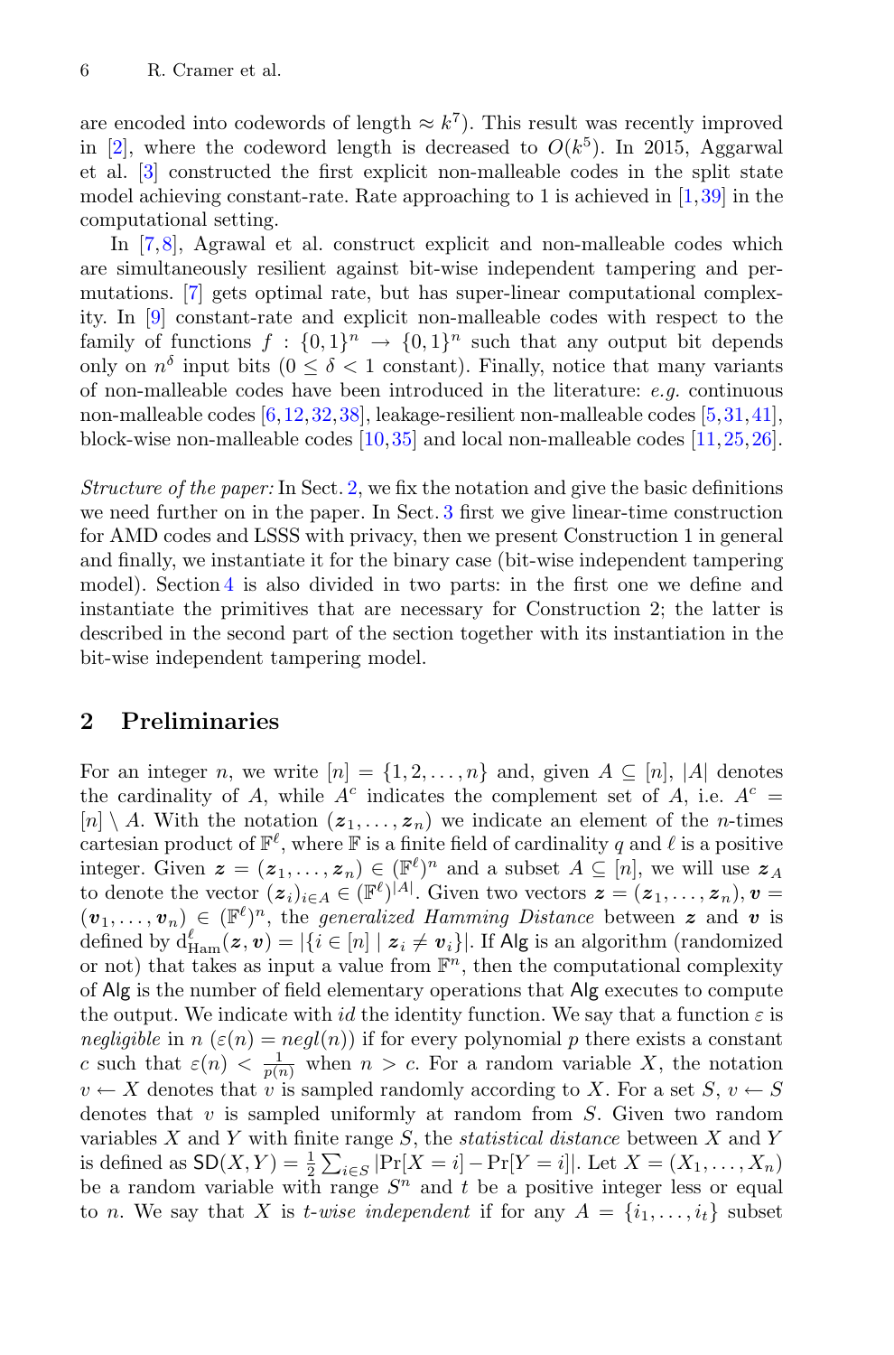are encoded into codewords of length $\approx k^7$). This result was recently improved in [2], where the codeword length is decreased to $O(k^5)$. In 2015, Aggarwal et al. [3] constructed the first explicit non-malleable codes in the split state model achieving constant-rate. Rate approaching to 1 is achieved in [1,39] in the computational setting.

In [7,8], Agrawal et al. construct explicit and non-malleable codes which are simultaneously resilient against bit-wise independent tampering and permutations. [7] gets optimal rate, but has super-linear computational complexity. In [9] constant-rate and explicit non-malleable codes with respect to the family of functions $f : \{0,1\}^n \to \{0,1\}^n$ such that any output bit depends only on $n^\delta$ input bits ($0 \leq \delta < 1$ constant). Finally, notice that many variants of non-malleable codes have been introduced in the literature: *e.g.* continuous non-malleable codes [6,12,32,38], leakage-resilient non-malleable codes [5,31,41], block-wise non-malleable codes [10,35] and local non-malleable codes [11,25,26].

*Structure of the paper:* In Sect. 2, we fix the notation and give the basic definitions we need further on in the paper. In Sect. 3 first we give linear-time construction for AMD codes and LSSS with privacy, then we present Construction 1 in general and finally, we instantiate it for the binary case (bit-wise independent tampering model). Section 4 is also divided in two parts: in the first one we define and instantiate the primitives that are necessary for Construction 2; the latter is described in the second part of the section together with its instantiation in the bit-wise independent tampering model.

## 2 Preliminaries

For an integer $n$, we write $[n] = \{1, 2, \ldots, n\}$ and, given $A \subseteq [n]$, $|A|$ denotes the cardinality of $A$, while $A^c$ indicates the complement set of $A$, i.e. $A^c = [n] \setminus A$. With the notation $(\boldsymbol{z}_1, \ldots, \boldsymbol{z}_n)$ we indicate an element of the $n$-times cartesian product of $\mathbb{F}^\ell$, where $\mathbb{F}$ is a finite field of cardinality $q$ and $\ell$ is a positive integer. Given $\boldsymbol{z} = (\boldsymbol{z}_1, \ldots, \boldsymbol{z}_n) \in (\mathbb{F}^\ell)^n$ and a subset $A \subseteq [n]$, we will use $\boldsymbol{z}_A$ to denote the vector $(\boldsymbol{z}_i)_{i \in A} \in (\mathbb{F}^\ell)^{|A|}$. Given two vectors $\boldsymbol{z} = (\boldsymbol{z}_1, \ldots, \boldsymbol{z}_n), \boldsymbol{v} = (\boldsymbol{v}_1, \ldots, \boldsymbol{v}_n) \in (\mathbb{F}^\ell)^n$, the *generalized Hamming Distance* between $\boldsymbol{z}$ and $\boldsymbol{v}$ is defined by $\mathrm{d}^\ell_{\mathrm{Ham}}(\boldsymbol{z}, \boldsymbol{v}) = |\{i \in [n] \mid \boldsymbol{z}_i \neq \boldsymbol{v}_i\}|$. If $\mathsf{Alg}$ is an algorithm (randomized or not) that takes as input a value from $\mathbb{F}^n$, then the computational complexity of $\mathsf{Alg}$ is the number of field elementary operations that $\mathsf{Alg}$ executes to compute the output. We indicate with *id* the identity function. We say that a function $\varepsilon$ is *negligible* in $n$ ($\varepsilon(n) = negl(n)$) if for every polynomial $p$ there exists a constant $c$ such that $\varepsilon(n) < \frac{1}{p(n)}$ when $n > c$. For a random variable $X$, the notation $v \leftarrow X$ denotes that $v$ is sampled randomly according to $X$. For a set $S$, $v \leftarrow S$ denotes that $v$ is sampled uniformly at random from $S$. Given two random variables $X$ and $Y$ with finite range $S$, the *statistical distance* between $X$ and $Y$ is defined as $\mathsf{SD}(X, Y) = \frac{1}{2} \sum_{i \in S} |\Pr[X = i] - \Pr[Y = i]|$. Let $X = (X_1, \ldots, X_n)$ be a random variable with range $S^n$ and $t$ be a positive integer less or equal to $n$. We say that $X$ is *t-wise independent* if for any $A = \{i_1, \ldots, i_t\}$ subset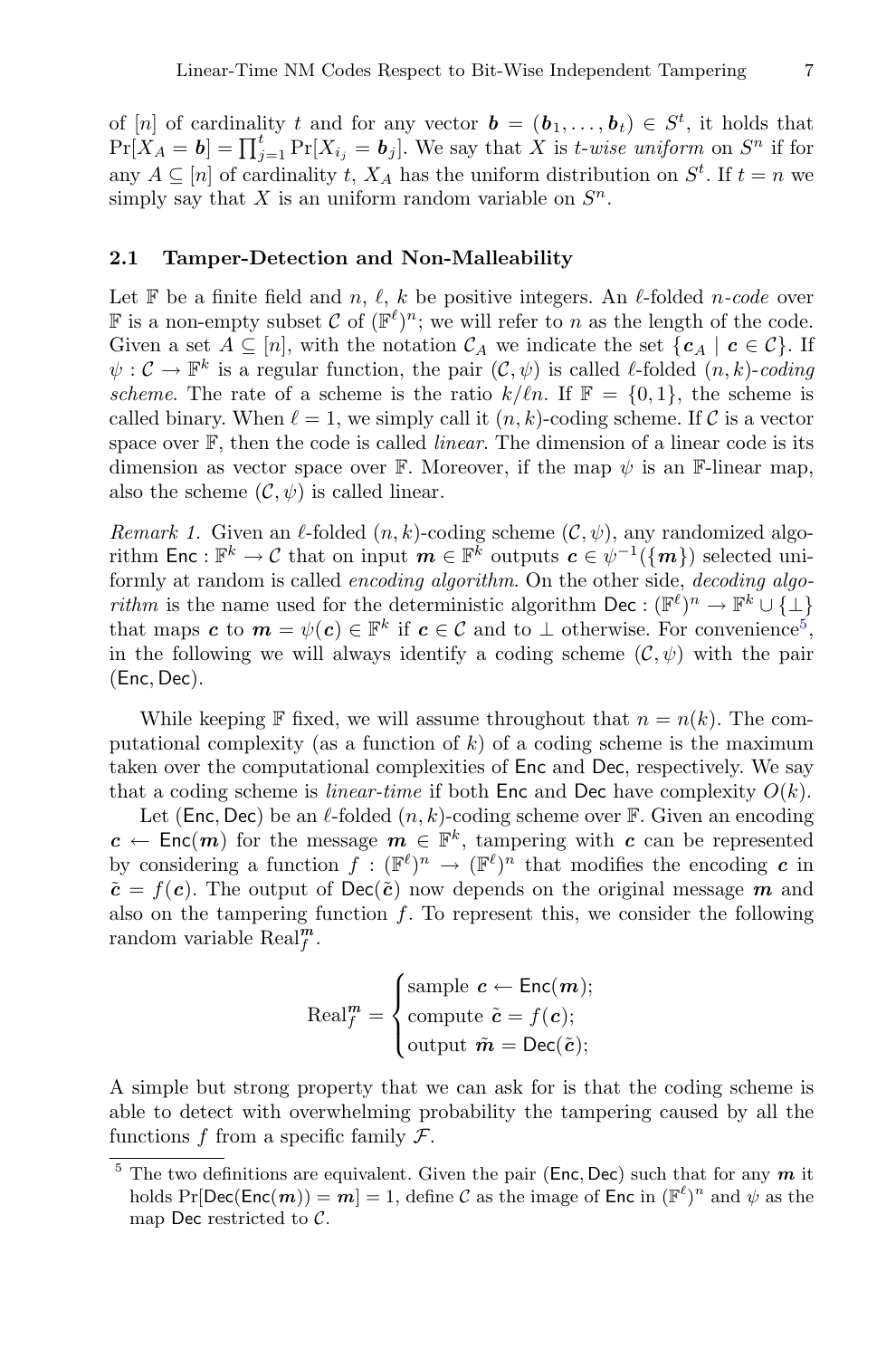of $[n]$ of cardinality $t$ and for any vector $\boldsymbol{b} = (\boldsymbol{b}_1, \ldots, \boldsymbol{b}_t) \in S^t$, it holds that $\Pr[X_A = \boldsymbol{b}] = \prod_{j=1}^{t} \Pr[X_{i_j} = \boldsymbol{b}_j]$. We say that $X$ is *t-wise uniform* on $S^n$ if for any $A \subseteq [n]$ of cardinality $t$, $X_A$ has the uniform distribution on $S^t$. If $t = n$ we simply say that $X$ is an uniform random variable on $S^n$.

### 2.1 Tamper-Detection and Non-Malleability

Let $\mathbb{F}$ be a finite field and $n$, $\ell$, $k$ be positive integers. An $\ell$-folded *n-code* over $\mathbb{F}$ is a non-empty subset $\mathcal{C}$ of $(\mathbb{F}^\ell)^n$; we will refer to $n$ as the length of the code. Given a set $A \subseteq [n]$, with the notation $\mathcal{C}_A$ we indicate the set $\{\boldsymbol{c}_A \mid \boldsymbol{c} \in \mathcal{C}\}$. If $\psi : \mathcal{C} \to \mathbb{F}^k$ is a regular function, the pair $(\mathcal{C}, \psi)$ is called $\ell$-folded *$(n, k)$-coding scheme*. The rate of a scheme is the ratio $k/\ell n$. If $\mathbb{F} = \{0, 1\}$, the scheme is called binary. When $\ell = 1$, we simply call it $(n, k)$-coding scheme. If $\mathcal{C}$ is a vector space over $\mathbb{F}$, then the code is called *linear*. The dimension of a linear code is its dimension as vector space over $\mathbb{F}$. Moreover, if the map $\psi$ is an $\mathbb{F}$-linear map, also the scheme $(\mathcal{C}, \psi)$ is called linear.

*Remark 1.* Given an $\ell$-folded $(n, k)$-coding scheme $(\mathcal{C}, \psi)$, any randomized algorithm $\mathsf{Enc} : \mathbb{F}^k \to \mathcal{C}$ that on input $\boldsymbol{m} \in \mathbb{F}^k$ outputs $\boldsymbol{c} \in \psi^{-1}(\{\boldsymbol{m}\})$ selected uniformly at random is called *encoding algorithm*. On the other side, *decoding algorithm* is the name used for the deterministic algorithm $\mathsf{Dec} : (\mathbb{F}^\ell)^n \to \mathbb{F}^k \cup \{\perp\}$ that maps $\boldsymbol{c}$ to $\boldsymbol{m} = \psi(\boldsymbol{c}) \in \mathbb{F}^k$ if $\boldsymbol{c} \in \mathcal{C}$ and to $\perp$ otherwise. For convenience[5], in the following we will always identify a coding scheme $(\mathcal{C}, \psi)$ with the pair $(\mathsf{Enc}, \mathsf{Dec})$.

While keeping $\mathbb{F}$ fixed, we will assume throughout that $n = n(k)$. The computational complexity (as a function of $k$) of a coding scheme is the maximum taken over the computational complexities of $\mathsf{Enc}$ and $\mathsf{Dec}$, respectively. We say that a coding scheme is *linear-time* if both $\mathsf{Enc}$ and $\mathsf{Dec}$ have complexity $O(k)$.

Let $(\mathsf{Enc}, \mathsf{Dec})$ be an $\ell$-folded $(n, k)$-coding scheme over $\mathbb{F}$. Given an encoding $\boldsymbol{c} \leftarrow \mathsf{Enc}(\boldsymbol{m})$ for the message $\boldsymbol{m} \in \mathbb{F}^k$, tampering with $\boldsymbol{c}$ can be represented by considering a function $f : (\mathbb{F}^\ell)^n \to (\mathbb{F}^\ell)^n$ that modifies the encoding $\boldsymbol{c}$ in $\tilde{\boldsymbol{c}} = f(\boldsymbol{c})$. The output of $\mathsf{Dec}(\tilde{\boldsymbol{c}})$ now depends on the original message $\boldsymbol{m}$ and also on the tampering function $f$. To represent this, we consider the following random variable $\mathrm{Real}_f^{\boldsymbol{m}}$.

$$
\mathrm{Real}_f^{\boldsymbol{m}} = \begin{cases} \text{sample } \boldsymbol{c} \leftarrow \mathsf{Enc}(\boldsymbol{m}); \\ \text{compute } \tilde{\boldsymbol{c}} = f(\boldsymbol{c}); \\ \text{output } \tilde{\boldsymbol{m}} = \mathsf{Dec}(\tilde{\boldsymbol{c}}); \end{cases}
$$

A simple but strong property that we can ask for is that the coding scheme is able to detect with overwhelming probability the tampering caused by all the functions $f$ from a specific family $\mathcal{F}$.

[5] The two definitions are equivalent. Given the pair $(\mathsf{Enc}, \mathsf{Dec})$ such that for any $\boldsymbol{m}$ it holds $\Pr[\mathsf{Dec}(\mathsf{Enc}(\boldsymbol{m})) = \boldsymbol{m}] = 1$, define $\mathcal{C}$ as the image of $\mathsf{Enc}$ in $(\mathbb{F}^\ell)^n$ and $\psi$ as the map $\mathsf{Dec}$ restricted to $\mathcal{C}$.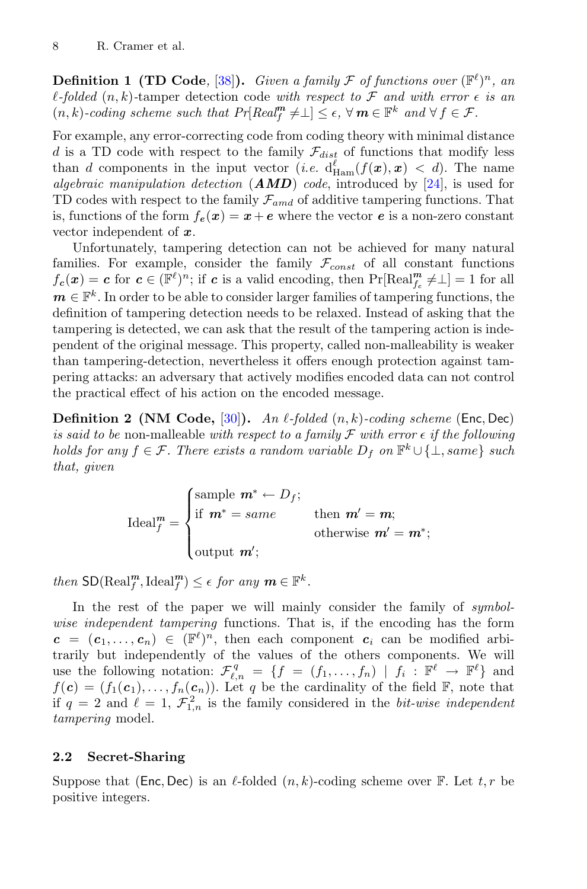**Definition 1 (TD Code, [38]).** *Given a family $\mathcal{F}$ of functions over $(\mathbb{F}^\ell)^n$, an $\ell$-folded $(n,k)$-*tamper detection code *with respect to $\mathcal{F}$ and with error $\epsilon$ is an $(n,k)$-coding scheme such that $Pr[Real_f^{\boldsymbol{m}} \neq \perp] \leq \epsilon$, $\forall\, \boldsymbol{m} \in \mathbb{F}^k$ and $\forall\, f \in \mathcal{F}$.*

For example, any error-correcting code from coding theory with minimal distance $d$ is a TD code with respect to the family $\mathcal{F}_{dist}$ of functions that modify less than $d$ components in the input vector (*i.e.* $\mathrm{d}^{\ell}_{\mathrm{Ham}}(f(\boldsymbol{x}), \boldsymbol{x}) < d$). The name *algebraic manipulation detection* (***AMD***) *code*, introduced by [24], is used for TD codes with respect to the family $\mathcal{F}_{amd}$ of additive tampering functions. That is, functions of the form $f_{\boldsymbol{e}}(\boldsymbol{x}) = \boldsymbol{x} + \boldsymbol{e}$ where the vector $\boldsymbol{e}$ is a non-zero constant vector independent of $\boldsymbol{x}$.

Unfortunately, tampering detection can not be achieved for many natural families. For example, consider the family $\mathcal{F}_{const}$ of all constant functions $f_{\boldsymbol{c}}(\boldsymbol{x}) = \boldsymbol{c}$ for $\boldsymbol{c} \in (\mathbb{F}^\ell)^n$; if $\boldsymbol{c}$ is a valid encoding, then $\Pr[\mathrm{Real}^{\boldsymbol{m}}_{f_{\boldsymbol{c}}} \neq \perp] = 1$ for all $\boldsymbol{m} \in \mathbb{F}^k$. In order to be able to consider larger families of tampering functions, the definition of tampering detection needs to be relaxed. Instead of asking that the tampering is detected, we can ask that the result of the tampering action is independent of the original message. This property, called non-malleability is weaker than tampering-detection, nevertheless it offers enough protection against tampering attacks: an adversary that actively modifies encoded data can not control the practical effect of his action on the encoded message.

**Definition 2 (NM Code, [30]).** *An $\ell$-folded $(n,k)$-coding scheme* $(\mathsf{Enc}, \mathsf{Dec})$ *is said to be* non-malleable *with respect to a family $\mathcal{F}$ with error $\epsilon$ if the following holds for any $f \in \mathcal{F}$. There exists a random variable $D_f$ on $\mathbb{F}^k \cup \{\perp, same\}$ such that, given*

$$
\mathrm{Ideal}^{\boldsymbol{m}}_f = \begin{cases} \text{sample } \boldsymbol{m}^* \leftarrow D_f; & \\ \text{if } \boldsymbol{m}^* = same & \text{then } \boldsymbol{m}' = \boldsymbol{m}; \\ & \text{otherwise } \boldsymbol{m}' = \boldsymbol{m}^*; \\ \text{output } \boldsymbol{m}'; & \end{cases}
$$

*then* $\mathsf{SD}(\mathrm{Real}^{\boldsymbol{m}}_f, \mathrm{Ideal}^{\boldsymbol{m}}_f) \leq \epsilon$ *for any $\boldsymbol{m} \in \mathbb{F}^k$.*

In the rest of the paper we will mainly consider the family of *symbol-wise independent tampering* functions. That is, if the encoding has the form $\boldsymbol{c} = (\boldsymbol{c}_1, \ldots, \boldsymbol{c}_n) \in (\mathbb{F}^\ell)^n$, then each component $\boldsymbol{c}_i$ can be modified arbitrarily but independently of the values of the others components. We will use the following notation: $\mathcal{F}^q_{\ell,n} = \{f = (f_1, \ldots, f_n) \mid f_i : \mathbb{F}^\ell \rightarrow \mathbb{F}^\ell\}$ and $f(\boldsymbol{c}) = (f_1(\boldsymbol{c}_1), \ldots, f_n(\boldsymbol{c}_n))$. Let $q$ be the cardinality of the field $\mathbb{F}$, note that if $q = 2$ and $\ell = 1$, $\mathcal{F}^2_{1,n}$ is the family considered in the *bit-wise independent tampering* model.

### 2.2 Secret-Sharing

Suppose that $(\mathsf{Enc}, \mathsf{Dec})$ is an $\ell$-folded $(n,k)$-coding scheme over $\mathbb{F}$. Let $t, r$ be positive integers.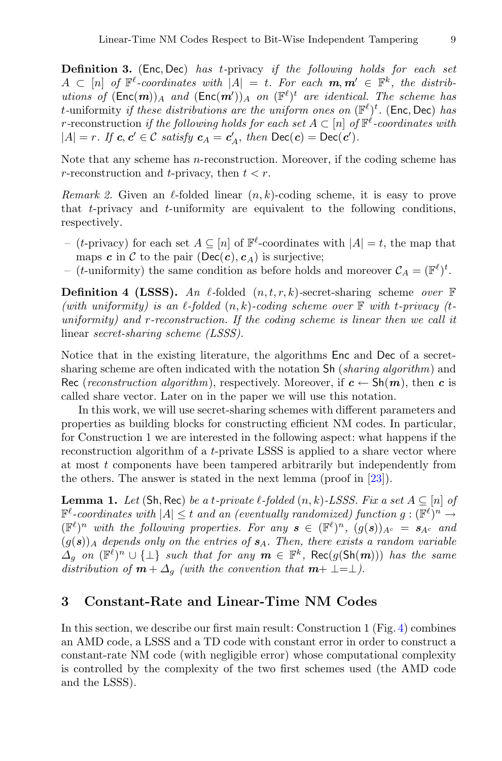**Definition 3.** (Enc, Dec) *has* $t$-privacy *if the following holds for each set* $A \subset [n]$ *of* $\mathbb{F}^\ell$*-coordinates with* $|A| = t$*. For each* $\boldsymbol{m}, \boldsymbol{m}' \in \mathbb{F}^k$*, the distributions of* $(\mathsf{Enc}(\boldsymbol{m}))_A$ *and* $(\mathsf{Enc}(\boldsymbol{m}'))_A$ *on* $(\mathbb{F}^\ell)^t$ *are identical. The scheme has* $t$-uniformity *if these distributions are the uniform ones on* $(\mathbb{F}^\ell)^t$*.* (Enc, Dec) *has* $r$-reconstruction *if the following holds for each set* $A \subset [n]$ *of* $\mathbb{F}^\ell$*-coordinates with* $|A| = r$*. If* $\boldsymbol{c}, \boldsymbol{c}' \in \mathcal{C}$ *satisfy* $\boldsymbol{c}_A = \boldsymbol{c}'_A$*, then* $\mathsf{Dec}(\boldsymbol{c}) = \mathsf{Dec}(\boldsymbol{c}')$*.*

Note that any scheme has $n$-reconstruction. Moreover, if the coding scheme has $r$-reconstruction and $t$-privacy, then $t < r$.

*Remark 2.* Given an $\ell$-folded linear $(n, k)$-coding scheme, it is easy to prove that $t$-privacy and $t$-uniformity are equivalent to the following conditions, respectively.

- ($t$-privacy) for each set $A \subseteq [n]$ of $\mathbb{F}^\ell$-coordinates with $|A| = t$, the map that maps $\boldsymbol{c}$ in $\mathcal{C}$ to the pair $(\mathsf{Dec}(\boldsymbol{c}), \boldsymbol{c}_A)$ is surjective;
- ($t$-uniformity) the same condition as before holds and moreover $\mathcal{C}_A = (\mathbb{F}^\ell)^t$.

**Definition 4 (LSSS).** *An* $\ell$*-folded* $(n, t, r, k)$*-secret-sharing scheme over* $\mathbb{F}$ *(with uniformity) is an* $\ell$*-folded* $(n, k)$*-coding scheme over* $\mathbb{F}$ *with* $t$*-privacy (*$t$*-uniformity) and* $r$*-reconstruction. If the coding scheme is linear then we call it* linear *secret-sharing scheme (LSSS).*

Notice that in the existing literature, the algorithms Enc and Dec of a secret-sharing scheme are often indicated with the notation Sh (*sharing algorithm*) and Rec (*reconstruction algorithm*), respectively. Moreover, if $\boldsymbol{c} \leftarrow \mathsf{Sh}(\boldsymbol{m})$, then $\boldsymbol{c}$ is called share vector. Later on in the paper we will use this notation.

In this work, we will use secret-sharing schemes with different parameters and properties as building blocks for constructing efficient NM codes. In particular, for Construction 1 we are interested in the following aspect: what happens if the reconstruction algorithm of a $t$-private LSSS is applied to a share vector where at most $t$ components have been tampered arbitrarily but independently from the others. The answer is stated in the next lemma (proof in [23]).

**Lemma 1.** *Let* (Sh, Rec) *be a* $t$*-private* $\ell$*-folded* $(n, k)$*-LSSS. Fix a set* $A \subseteq [n]$ *of* $\mathbb{F}^\ell$*-coordinates with* $|A| \leq t$ *and an (eventually randomized) function* $g : (\mathbb{F}^\ell)^n \to (\mathbb{F}^\ell)^n$ *with the following properties. For any* $\boldsymbol{s} \in (\mathbb{F}^\ell)^n$*,* $(g(\boldsymbol{s}))_{A^c} = \boldsymbol{s}_{A^c}$ *and* $(g(\boldsymbol{s}))_A$ *depends only on the entries of* $\boldsymbol{s}_A$*. Then, there exists a random variable* $\Delta_g$ *on* $(\mathbb{F}^\ell)^n \cup \{\perp\}$ *such that for any* $\boldsymbol{m} \in \mathbb{F}^k$*,* $\mathsf{Rec}(g(\mathsf{Sh}(\boldsymbol{m})))$ *has the same distribution of* $\boldsymbol{m} + \Delta_g$ *(with the convention that* $\boldsymbol{m} + \perp = \perp$*).*

## 3 Constant-Rate and Linear-Time NM Codes

In this section, we describe our first main result: Construction 1 (Fig. 4) combines an AMD code, a LSSS and a TD code with constant error in order to construct a constant-rate NM code (with negligible error) whose computational complexity is controlled by the complexity of the two first schemes used (the AMD code and the LSSS).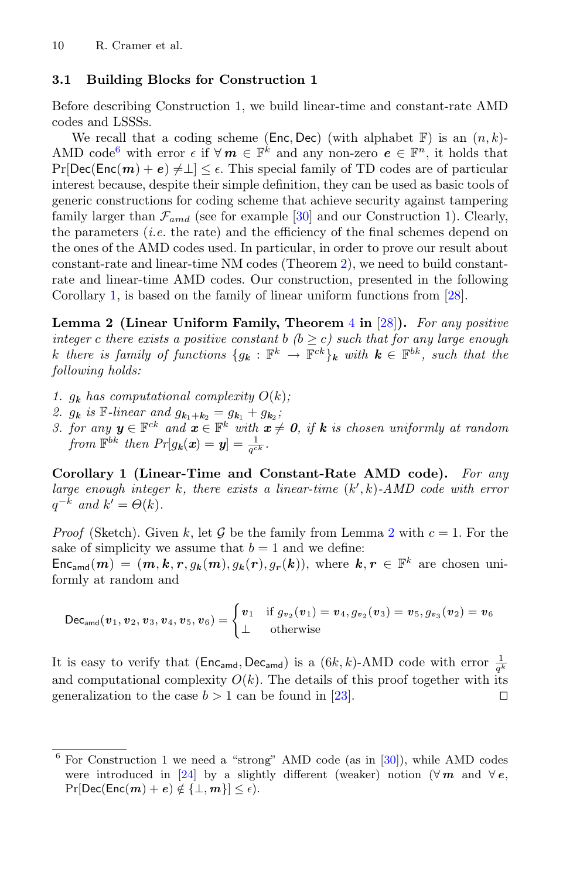### 3.1 Building Blocks for Construction 1

Before describing Construction 1, we build linear-time and constant-rate AMD codes and LSSSs.

We recall that a coding scheme $(\mathsf{Enc}, \mathsf{Dec})$ (with alphabet $\mathbb{F}$) is an $(n, k)$-AMD code[6] with error $\epsilon$ if $\forall\, \boldsymbol{m} \in \mathbb{F}^k$ and any non-zero $\boldsymbol{e} \in \mathbb{F}^n$, it holds that $\Pr[\mathsf{Dec}(\mathsf{Enc}(\boldsymbol{m}) + \boldsymbol{e}) \neq \perp] \leq \epsilon$. This special family of TD codes are of particular interest because, despite their simple definition, they can be used as basic tools of generic constructions for coding scheme that achieve security against tampering family larger than $\mathcal{F}_{amd}$ (see for example [30] and our Construction 1). Clearly, the parameters (*i.e.* the rate) and the efficiency of the final schemes depend on the ones of the AMD codes used. In particular, in order to prove our result about constant-rate and linear-time NM codes (Theorem 2), we need to build constant-rate and linear-time AMD codes. Our construction, presented in the following Corollary 1, is based on the family of linear uniform functions from [28].

**Lemma 2 (Linear Uniform Family, Theorem 4 in [28]).** *For any positive integer $c$ there exists a positive constant $b$ ($b \geq c$) such that for any large enough $k$ there is family of functions $\{g_{\boldsymbol{k}} : \mathbb{F}^k \to \mathbb{F}^{ck}\}_{\boldsymbol{k}}$ with $\boldsymbol{k} \in \mathbb{F}^{bk}$, such that the following holds:*

1. *$g_{\boldsymbol{k}}$ has computational complexity $O(k)$;*
2. *$g_{\boldsymbol{k}}$ is $\mathbb{F}$-linear and $g_{\boldsymbol{k}_1+\boldsymbol{k}_2} = g_{\boldsymbol{k}_1} + g_{\boldsymbol{k}_2}$;*
3. *for any $\boldsymbol{y} \in \mathbb{F}^{ck}$ and $\boldsymbol{x} \in \mathbb{F}^k$ with $\boldsymbol{x} \neq \boldsymbol{0}$, if $\boldsymbol{k}$ is chosen uniformly at random from $\mathbb{F}^{bk}$ then $Pr[g_{\boldsymbol{k}}(\boldsymbol{x}) = \boldsymbol{y}] = \frac{1}{q^{ck}}$.*

**Corollary 1 (Linear-Time and Constant-Rate AMD code).** *For any large enough integer $k$, there exists a linear-time $(k', k)$-AMD code with error $q^{-k}$ and $k' = \Theta(k)$.*

*Proof* (Sketch). Given $k$, let $\mathcal{G}$ be the family from Lemma 2 with $c = 1$. For the sake of simplicity we assume that $b = 1$ and we define:
$\mathsf{Enc}_{\mathsf{amd}}(\boldsymbol{m}) = (\boldsymbol{m}, \boldsymbol{k}, \boldsymbol{r}, g_{\boldsymbol{k}}(\boldsymbol{m}), g_{\boldsymbol{k}}(\boldsymbol{r}), g_{\boldsymbol{r}}(\boldsymbol{k}))$, where $\boldsymbol{k}, \boldsymbol{r} \in \mathbb{F}^k$ are chosen uniformly at random and

$$\mathsf{Dec}_{\mathsf{amd}}(\boldsymbol{v}_1, \boldsymbol{v}_2, \boldsymbol{v}_3, \boldsymbol{v}_4, \boldsymbol{v}_5, \boldsymbol{v}_6) = \begin{cases} \boldsymbol{v}_1 & \text{if } g_{\boldsymbol{v}_2}(\boldsymbol{v}_1) = \boldsymbol{v}_4, g_{\boldsymbol{v}_2}(\boldsymbol{v}_3) = \boldsymbol{v}_5, g_{\boldsymbol{v}_3}(\boldsymbol{v}_2) = \boldsymbol{v}_6 \\ \perp & \text{otherwise} \end{cases}$$

It is easy to verify that $(\mathsf{Enc}_{\mathsf{amd}}, \mathsf{Dec}_{\mathsf{amd}})$ is a $(6k, k)$-AMD code with error $\frac{1}{q^k}$ and computational complexity $O(k)$. The details of this proof together with its generalization to the case $b > 1$ can be found in [23]. $\square$

---

[6] For Construction 1 we need a "strong" AMD code (as in [30]), while AMD codes were introduced in [24] by a slightly different (weaker) notion ($\forall\, \boldsymbol{m}$ and $\forall\, \boldsymbol{e}$, $\Pr[\mathsf{Dec}(\mathsf{Enc}(\boldsymbol{m}) + \boldsymbol{e}) \notin \{\perp, \boldsymbol{m}\}] \leq \epsilon$).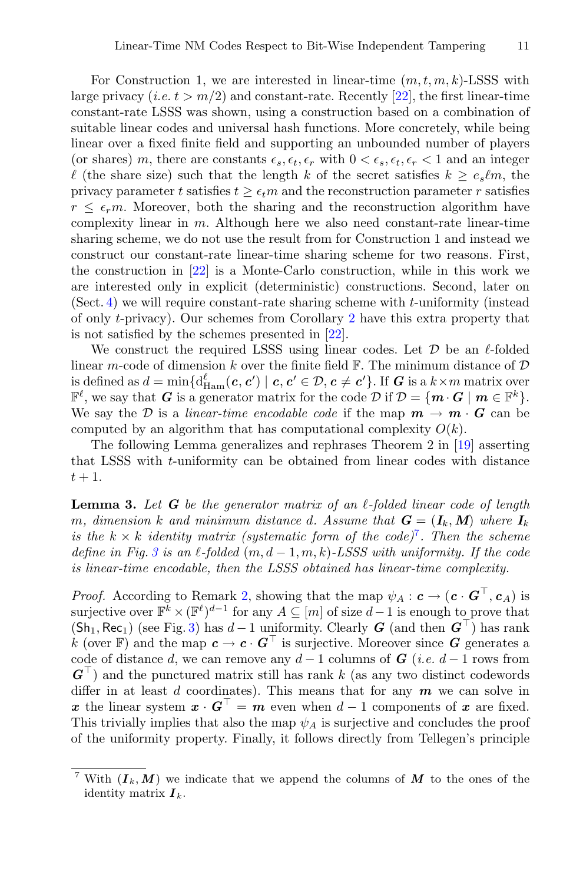For Construction 1, we are interested in linear-time $(m, t, m, k)$-LSSS with large privacy (*i.e.* $t > m/2$) and constant-rate. Recently [22], the first linear-time constant-rate LSSS was shown, using a construction based on a combination of suitable linear codes and universal hash functions. More concretely, while being linear over a fixed finite field and supporting an unbounded number of players (or shares) $m$, there are constants $\epsilon_s, \epsilon_t, \epsilon_r$ with $0 < \epsilon_s, \epsilon_t, \epsilon_r < 1$ and an integer $\ell$ (the share size) such that the length $k$ of the secret satisfies $k \geq e_s \ell m$, the privacy parameter $t$ satisfies $t \geq \epsilon_t m$ and the reconstruction parameter $r$ satisfies $r \leq \epsilon_r m$. Moreover, both the sharing and the reconstruction algorithm have complexity linear in $m$. Although here we also need constant-rate linear-time sharing scheme, we do not use the result from for Construction 1 and instead we construct our constant-rate linear-time sharing scheme for two reasons. First, the construction in [22] is a Monte-Carlo construction, while in this work we are interested only in explicit (deterministic) constructions. Second, later on (Sect. 4) we will require constant-rate sharing scheme with $t$-uniformity (instead of only $t$-privacy). Our schemes from Corollary 2 have this extra property that is not satisfied by the schemes presented in [22].

We construct the required LSSS using linear codes. Let $\mathcal{D}$ be an $\ell$-folded linear $m$-code of dimension $k$ over the finite field $\mathbb{F}$. The minimum distance of $\mathcal{D}$ is defined as $d = \min\{\mathrm{d}^{\ell}_{\mathrm{Ham}}(\boldsymbol{c}, \boldsymbol{c}') \mid \boldsymbol{c}, \boldsymbol{c}' \in \mathcal{D}, \boldsymbol{c} \neq \boldsymbol{c}'\}$. If $\boldsymbol{G}$ is a $k \times m$ matrix over $\mathbb{F}^{\ell}$, we say that $\boldsymbol{G}$ is a generator matrix for the code $\mathcal{D}$ if $\mathcal{D} = \{\boldsymbol{m} \cdot \boldsymbol{G} \mid \boldsymbol{m} \in \mathbb{F}^k\}$. We say the $\mathcal{D}$ is a *linear-time encodable code* if the map $\boldsymbol{m} \to \boldsymbol{m} \cdot \boldsymbol{G}$ can be computed by an algorithm that has computational complexity $O(k)$.

The following Lemma generalizes and rephrases Theorem 2 in [19] asserting that LSSS with $t$-uniformity can be obtained from linear codes with distance $t + 1$.

**Lemma 3.** *Let $\boldsymbol{G}$ be the generator matrix of an $\ell$-folded linear code of length $m$, dimension $k$ and minimum distance $d$. Assume that $\boldsymbol{G} = (\boldsymbol{I}_k, \boldsymbol{M})$ where $\boldsymbol{I}_k$ is the $k \times k$ identity matrix (systematic form of the code)*[7]*. Then the scheme define in Fig. 3 is an $\ell$-folded $(m, d-1, m, k)$-LSSS with uniformity. If the code is linear-time encodable, then the LSSS obtained has linear-time complexity.*

*Proof.* According to Remark 2, showing that the map $\psi_A : \boldsymbol{c} \to (\boldsymbol{c} \cdot \boldsymbol{G}^{\top}, \boldsymbol{c}_A)$ is surjective over $\mathbb{F}^k \times (\mathbb{F}^{\ell})^{d-1}$ for any $A \subseteq [m]$ of size $d-1$ is enough to prove that $(\mathsf{Sh}_1, \mathsf{Rec}_1)$ (see Fig. 3) has $d-1$ uniformity. Clearly $\boldsymbol{G}$ (and then $\boldsymbol{G}^{\top}$) has rank $k$ (over $\mathbb{F}$) and the map $\boldsymbol{c} \to \boldsymbol{c} \cdot \boldsymbol{G}^{\top}$ is surjective. Moreover since $\boldsymbol{G}$ generates a code of distance $d$, we can remove any $d-1$ columns of $\boldsymbol{G}$ (*i.e.* $d-1$ rows from $\boldsymbol{G}^{\top}$) and the punctured matrix still has rank $k$ (as any two distinct codewords differ in at least $d$ coordinates). This means that for any $\boldsymbol{m}$ we can solve in $\boldsymbol{x}$ the linear system $\boldsymbol{x} \cdot \boldsymbol{G}^{\top} = \boldsymbol{m}$ even when $d-1$ components of $\boldsymbol{x}$ are fixed. This trivially implies that also the map $\psi_A$ is surjective and concludes the proof of the uniformity property. Finally, it follows directly from Tellegen's principle

[7] With $(\boldsymbol{I}_k, \boldsymbol{M})$ we indicate that we append the columns of $\boldsymbol{M}$ to the ones of the identity matrix $\boldsymbol{I}_k$.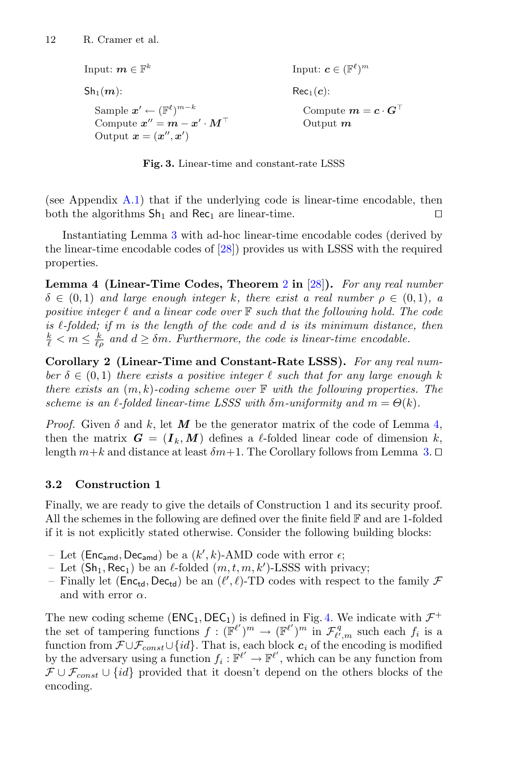Input: $\boldsymbol{m} \in \mathbb{F}^k$

$\mathsf{Sh}_1(\boldsymbol{m})$:

Sample $\boldsymbol{x}' \leftarrow (\mathbb{F}^\ell)^{m-k}$
Compute $\boldsymbol{x}'' = \boldsymbol{m} - \boldsymbol{x}' \cdot \boldsymbol{M}^\top$
Output $\boldsymbol{x} = (\boldsymbol{x}'', \boldsymbol{x}')$

Input: $\boldsymbol{c} \in (\mathbb{F}^\ell)^m$

$\mathsf{Rec}_1(\boldsymbol{c})$:

Compute $\boldsymbol{m} = \boldsymbol{c} \cdot \boldsymbol{G}^\top$
Output $\boldsymbol{m}$

**Fig. 3.** Linear-time and constant-rate LSSS

(see Appendix A.1) that if the underlying code is linear-time encodable, then both the algorithms $\mathsf{Sh}_1$ and $\mathsf{Rec}_1$ are linear-time. □

Instantiating Lemma 3 with ad-hoc linear-time encodable codes (derived by the linear-time encodable codes of [28]) provides us with LSSS with the required properties.

**Lemma 4 (Linear-Time Codes, Theorem 2 in [28]).** *For any real number $\delta \in (0,1)$ and large enough integer $k$, there exist a real number $\rho \in (0,1)$, a positive integer $\ell$ and a linear code over $\mathbb{F}$ such that the following hold. The code is $\ell$-folded; if $m$ is the length of the code and $d$ is its minimum distance, then $\frac{k}{\ell} < m \leq \frac{k}{\ell\rho}$ and $d \geq \delta m$. Furthermore, the code is linear-time encodable.*

**Corollary 2 (Linear-Time and Constant-Rate LSSS).** *For any real number $\delta \in (0,1)$ there exists a positive integer $\ell$ such that for any large enough $k$ there exists an $(m,k)$-coding scheme over $\mathbb{F}$ with the following properties. The scheme is an $\ell$-folded linear-time LSSS with $\delta m$-uniformity and $m = \Theta(k)$.*

*Proof.* Given $\delta$ and $k$, let $\boldsymbol{M}$ be the generator matrix of the code of Lemma 4, then the matrix $\boldsymbol{G} = (\boldsymbol{I}_k, \boldsymbol{M})$ defines a $\ell$-folded linear code of dimension $k$, length $m+k$ and distance at least $\delta m+1$. The Corollary follows from Lemma 3. □

### 3.2 Construction 1

Finally, we are ready to give the details of Construction 1 and its security proof. All the schemes in the following are defined over the finite field $\mathbb{F}$ and are 1-folded if it is not explicitly stated otherwise. Consider the following building blocks:

- Let $(\mathsf{Enc}_{\mathsf{amd}}, \mathsf{Dec}_{\mathsf{amd}})$ be a $(k', k)$-AMD code with error $\epsilon$;
- Let $(\mathsf{Sh}_1, \mathsf{Rec}_1)$ be an $\ell$-folded $(m, t, m, k')$-LSSS with privacy;
- Finally let $(\mathsf{Enc}_{\mathsf{td}}, \mathsf{Dec}_{\mathsf{td}})$ be an $(\ell', \ell)$-TD codes with respect to the family $\mathcal{F}$ and with error $\alpha$.

The new coding scheme $(\mathsf{ENC}_1, \mathsf{DEC}_1)$ is defined in Fig. 4. We indicate with $\mathcal{F}^+$ the set of tampering functions $f : (\mathbb{F}^{\ell'})^m \to (\mathbb{F}^{\ell'})^m$ in $\mathcal{F}^q_{\ell',m}$ such each $f_i$ is a function from $\mathcal{F} \cup \mathcal{F}_{const} \cup \{id\}$. That is, each block $\boldsymbol{c}_i$ of the encoding is modified by the adversary using a function $f_i : \mathbb{F}^{\ell'} \to \mathbb{F}^{\ell'}$, which can be any function from $\mathcal{F} \cup \mathcal{F}_{const} \cup \{id\}$ provided that it doesn't depend on the others blocks of the encoding.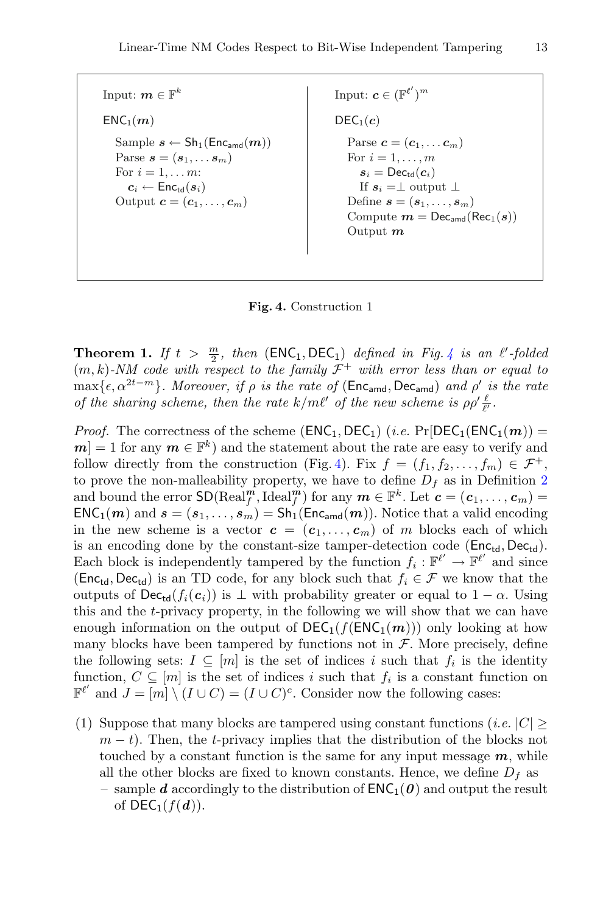```
Input: m ∈ F^k                          Input: c ∈ (F^{ℓ'})^m

ENC_1(m)                                DEC_1(c)

  Sample s ← Sh_1(Enc_amd(m))             Parse c = (c_1, ... c_m)
  Parse s = (s_1, ... s_m)                For i = 1, ..., m
  For i = 1, ... m:                         s_i = Dec_td(c_i)
    c_i ← Enc_td(s_i)                       If s_i = ⊥ output ⊥
  Output c = (c_1, ..., c_m)              Define s = (s_1, ..., s_m)
                                          Compute m = Dec_amd(Rec_1(s))
                                          Output m
```

**Fig. 4.** Construction 1

**Theorem 1.** *If $t > \frac{m}{2}$, then $(\mathsf{ENC}_1, \mathsf{DEC}_1)$ defined in Fig. 4 is an $\ell'$-folded $(m, k)$-NM code with respect to the family $\mathcal{F}^+$ with error less than or equal to $\max\{\epsilon, \alpha^{2t-m}\}$. Moreover, if $\rho$ is the rate of $(\mathsf{Enc}_{\mathsf{amd}}, \mathsf{Dec}_{\mathsf{amd}})$ and $\rho'$ is the rate of the sharing scheme, then the rate $k/m\ell'$ of the new scheme is $\rho\rho'\frac{\ell}{\ell'}$.*

*Proof.* The correctness of the scheme $(\mathsf{ENC}_1, \mathsf{DEC}_1)$ (*i.e.* $\Pr[\mathsf{DEC}_1(\mathsf{ENC}_1(\boldsymbol{m})) = \boldsymbol{m}] = 1$ for any $\boldsymbol{m} \in \mathbb{F}^k$) and the statement about the rate are easy to verify and follow directly from the construction (Fig. 4). Fix $f = (f_1, f_2, \ldots, f_m) \in \mathcal{F}^+$, to prove the non-malleability property, we have to define $D_f$ as in Definition 2 and bound the error $\mathsf{SD}(\mathrm{Real}_f^{\boldsymbol{m}}, \mathrm{Ideal}_f^{\boldsymbol{m}})$ for any $\boldsymbol{m} \in \mathbb{F}^k$. Let $\boldsymbol{c} = (\boldsymbol{c}_1, \ldots, \boldsymbol{c}_m) = \mathsf{ENC}_1(\boldsymbol{m})$ and $\boldsymbol{s} = (\boldsymbol{s}_1, \ldots, \boldsymbol{s}_m) = \mathsf{Sh}_1(\mathsf{Enc}_{\mathsf{amd}}(\boldsymbol{m}))$. Notice that a valid encoding in the new scheme is a vector $\boldsymbol{c} = (\boldsymbol{c}_1, \ldots, \boldsymbol{c}_m)$ of $m$ blocks each of which is an encoding done by the constant-size tamper-detection code $(\mathsf{Enc}_{\mathsf{td}}, \mathsf{Dec}_{\mathsf{td}})$. Each block is independently tampered by the function $f_i : \mathbb{F}^{\ell'} \to \mathbb{F}^{\ell'}$ and since $(\mathsf{Enc}_{\mathsf{td}}, \mathsf{Dec}_{\mathsf{td}})$ is an TD code, for any block such that $f_i \in \mathcal{F}$ we know that the outputs of $\mathsf{Dec}_{\mathsf{td}}(f_i(\boldsymbol{c}_i))$ is $\perp$ with probability greater or equal to $1 - \alpha$. Using this and the $t$-privacy property, in the following we will show that we can have enough information on the output of $\mathsf{DEC}_1(f(\mathsf{ENC}_1(\boldsymbol{m})))$ only looking at how many blocks have been tampered by functions not in $\mathcal{F}$. More precisely, define the following sets: $I \subseteq [m]$ is the set of indices $i$ such that $f_i$ is the identity function, $C \subseteq [m]$ is the set of indices $i$ such that $f_i$ is a constant function on $\mathbb{F}^{\ell'}$ and $J = [m] \setminus (I \cup C) = (I \cup C)^c$. Consider now the following cases:

(1) Suppose that many blocks are tampered using constant functions (*i.e.* $|C| \geq m - t$). Then, the $t$-privacy implies that the distribution of the blocks not touched by a constant function is the same for any input message $\boldsymbol{m}$, while all the other blocks are fixed to known constants. Hence, we define $D_f$ as
   - sample $\boldsymbol{d}$ accordingly to the distribution of $\mathsf{ENC}_1(\boldsymbol{0})$ and output the result of $\mathsf{DEC}_1(f(\boldsymbol{d}))$.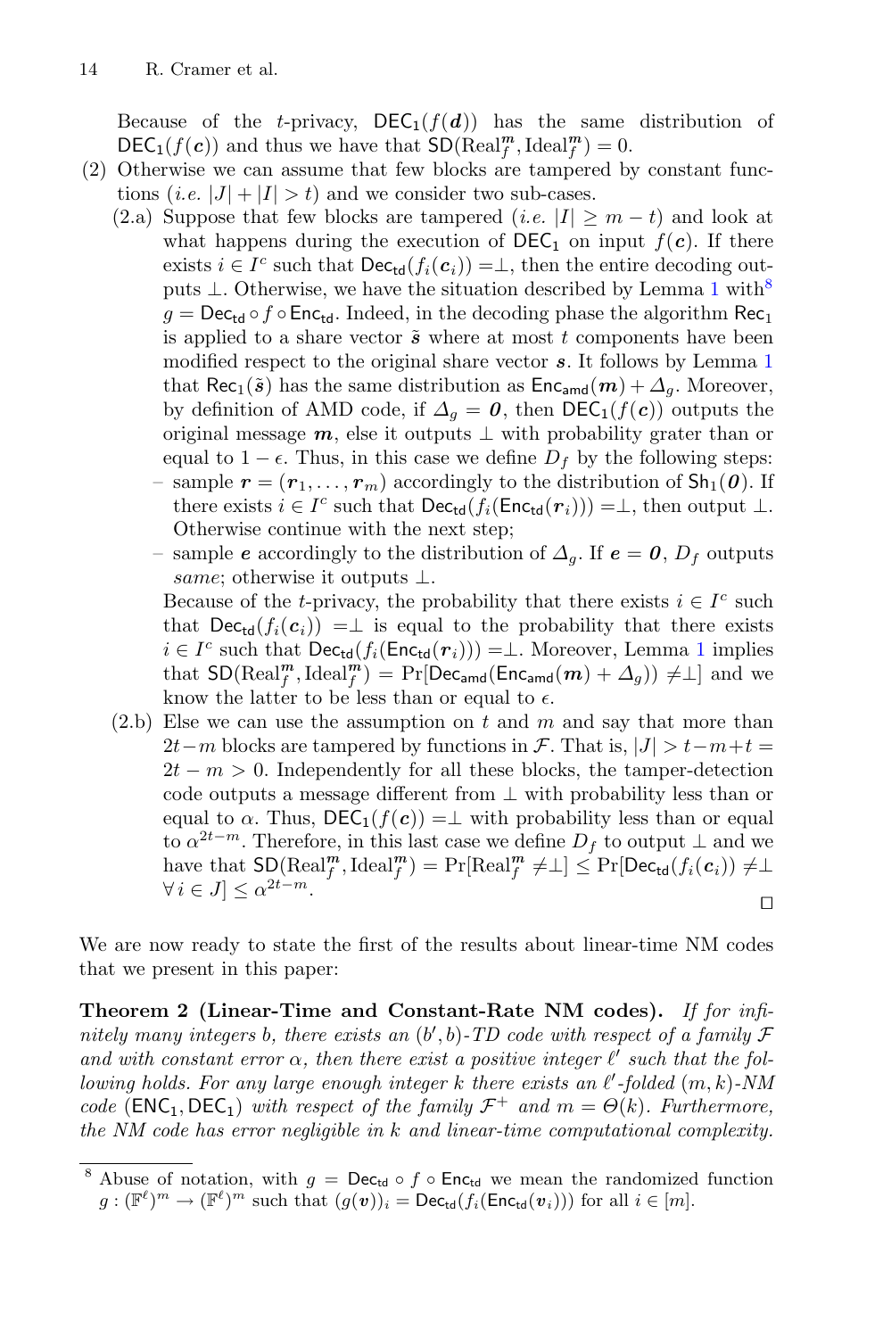Because of the $t$-privacy, $\mathsf{DEC}_1(f(\boldsymbol{d}))$ has the same distribution of $\mathsf{DEC}_1(f(\boldsymbol{c}))$ and thus we have that $\mathsf{SD}(\mathrm{Real}_f^{\boldsymbol{m}}, \mathrm{Ideal}_f^{\boldsymbol{m}}) = 0$.

(2) Otherwise we can assume that few blocks are tampered by constant functions (*i.e.* $|J| + |I| > t$) and we consider two sub-cases.

(2.a) Suppose that few blocks are tampered (*i.e.* $|I| \geq m - t$) and look at what happens during the execution of $\mathsf{DEC}_1$ on input $f(\boldsymbol{c})$. If there exists $i \in I^c$ such that $\mathsf{Dec}_{\mathsf{td}}(f_i(\boldsymbol{c}_i)) = \perp$, then the entire decoding outputs $\perp$. Otherwise, we have the situation described by Lemma 1 with[8] $g = \mathsf{Dec}_{\mathsf{td}} \circ f \circ \mathsf{Enc}_{\mathsf{td}}$. Indeed, in the decoding phase the algorithm $\mathsf{Rec}_1$ is applied to a share vector $\tilde{\boldsymbol{s}}$ where at most $t$ components have been modified respect to the original share vector $\boldsymbol{s}$. It follows by Lemma 1 that $\mathsf{Rec}_1(\tilde{\boldsymbol{s}})$ has the same distribution as $\mathsf{Enc}_{\mathsf{amd}}(\boldsymbol{m}) + \Delta_g$. Moreover, by definition of AMD code, if $\Delta_g = \boldsymbol{0}$, then $\mathsf{DEC}_1(f(\boldsymbol{c}))$ outputs the original message $\boldsymbol{m}$, else it outputs $\perp$ with probability grater than or equal to $1 - \epsilon$. Thus, in this case we define $D_f$ by the following steps:

– sample $\boldsymbol{r} = (\boldsymbol{r}_1, \ldots, \boldsymbol{r}_m)$ accordingly to the distribution of $\mathsf{Sh}_1(\boldsymbol{0})$. If there exists $i \in I^c$ such that $\mathsf{Dec}_{\mathsf{td}}(f_i(\mathsf{Enc}_{\mathsf{td}}(\boldsymbol{r}_i))) = \perp$, then output $\perp$. Otherwise continue with the next step;

– sample $\boldsymbol{e}$ accordingly to the distribution of $\Delta_g$. If $\boldsymbol{e} = \boldsymbol{0}$, $D_f$ outputs *same*; otherwise it outputs $\perp$.

Because of the $t$-privacy, the probability that there exists $i \in I^c$ such that $\mathsf{Dec}_{\mathsf{td}}(f_i(\boldsymbol{c}_i)) = \perp$ is equal to the probability that there exists $i \in I^c$ such that $\mathsf{Dec}_{\mathsf{td}}(f_i(\mathsf{Enc}_{\mathsf{td}}(\boldsymbol{r}_i))) = \perp$. Moreover, Lemma 1 implies that $\mathsf{SD}(\mathrm{Real}_f^{\boldsymbol{m}}, \mathrm{Ideal}_f^{\boldsymbol{m}}) = \Pr[\mathsf{Dec}_{\mathsf{amd}}(\mathsf{Enc}_{\mathsf{amd}}(\boldsymbol{m}) + \Delta_g)) \neq \perp]$ and we know the latter to be less than or equal to $\epsilon$.

(2.b) Else we can use the assumption on $t$ and $m$ and say that more than $2t - m$ blocks are tampered by functions in $\mathcal{F}$. That is, $|J| > t - m + t = 2t - m > 0$. Independently for all these blocks, the tamper-detection code outputs a message different from $\perp$ with probability less than or equal to $\alpha$. Thus, $\mathsf{DEC}_1(f(\boldsymbol{c})) = \perp$ with probability less than or equal to $\alpha^{2t-m}$. Therefore, in this last case we define $D_f$ to output $\perp$ and we have that $\mathsf{SD}(\mathrm{Real}_f^{\boldsymbol{m}}, \mathrm{Ideal}_f^{\boldsymbol{m}}) = \Pr[\mathrm{Real}_f^{\boldsymbol{m}} \neq \perp] \leq \Pr[\mathsf{Dec}_{\mathsf{td}}(f_i(\boldsymbol{c}_i)) \neq \perp \; \forall\, i \in J] \leq \alpha^{2t-m}$. ∎

We are now ready to state the first of the results about linear-time NM codes that we present in this paper:

**Theorem 2 (Linear-Time and Constant-Rate NM codes).** *If for infinitely many integers $b$, there exists an $(b', b)$-TD code with respect of a family $\mathcal{F}$ and with constant error $\alpha$, then there exist a positive integer $\ell'$ such that the following holds. For any large enough integer $k$ there exists an $\ell'$-folded $(m, k)$-NM code $(\mathsf{ENC}_1, \mathsf{DEC}_1)$ with respect of the family $\mathcal{F}^+$ and $m = \Theta(k)$. Furthermore, the NM code has error negligible in $k$ and linear-time computational complexity.*

---

[8] Abuse of notation, with $g = \mathsf{Dec}_{\mathsf{td}} \circ f \circ \mathsf{Enc}_{\mathsf{td}}$ we mean the randomized function $g : (\mathbb{F}^\ell)^m \to (\mathbb{F}^\ell)^m$ such that $(g(\boldsymbol{v}))_i = \mathsf{Dec}_{\mathsf{td}}(f_i(\mathsf{Enc}_{\mathsf{td}}(\boldsymbol{v}_i)))$ for all $i \in [m]$.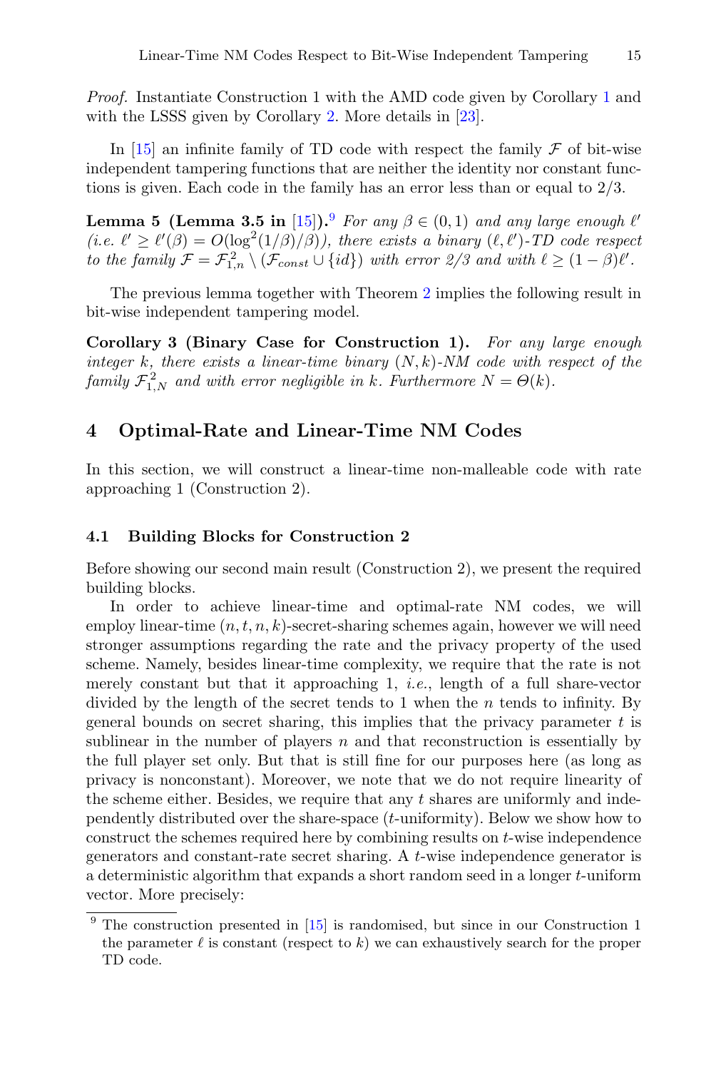*Proof.* Instantiate Construction 1 with the AMD code given by Corollary 1 and with the LSSS given by Corollary 2. More details in [23].

In [15] an infinite family of TD code with respect the family $\mathcal{F}$ of bit-wise independent tampering functions that are neither the identity nor constant functions is given. Each code in the family has an error less than or equal to $2/3$.

**Lemma 5 (Lemma 3.5 in [15]).**[9] *For any $\beta \in (0, 1)$ and any large enough $\ell'$ (i.e. $\ell' \geq \ell'(\beta) = O(\log^2(1/\beta)/\beta)$), there exists a binary $(\ell, \ell')$-TD code respect to the family $\mathcal{F} = \mathcal{F}^2_{1,n} \setminus (\mathcal{F}_{const} \cup \{id\})$ with error 2/3 and with $\ell \geq (1 - \beta)\ell'$.*

The previous lemma together with Theorem 2 implies the following result in bit-wise independent tampering model.

**Corollary 3 (Binary Case for Construction 1).** *For any large enough integer $k$, there exists a linear-time binary $(N, k)$-NM code with respect of the family $\mathcal{F}^2_{1,N}$ and with error negligible in $k$. Furthermore $N = \Theta(k)$.*

## 4 Optimal-Rate and Linear-Time NM Codes

In this section, we will construct a linear-time non-malleable code with rate approaching 1 (Construction 2).

### 4.1 Building Blocks for Construction 2

Before showing our second main result (Construction 2), we present the required building blocks.

In order to achieve linear-time and optimal-rate NM codes, we will employ linear-time $(n, t, n, k)$-secret-sharing schemes again, however we will need stronger assumptions regarding the rate and the privacy property of the used scheme. Namely, besides linear-time complexity, we require that the rate is not merely constant but that it approaching 1, *i.e.*, length of a full share-vector divided by the length of the secret tends to 1 when the $n$ tends to infinity. By general bounds on secret sharing, this implies that the privacy parameter $t$ is sublinear in the number of players $n$ and that reconstruction is essentially by the full player set only. But that is still fine for our purposes here (as long as privacy is nonconstant). Moreover, we note that we do not require linearity of the scheme either. Besides, we require that any $t$ shares are uniformly and independently distributed over the share-space ($t$-uniformity). Below we show how to construct the schemes required here by combining results on $t$-wise independence generators and constant-rate secret sharing. A $t$-wise independence generator is a deterministic algorithm that expands a short random seed in a longer $t$-uniform vector. More precisely:

[9] The construction presented in [15] is randomised, but since in our Construction 1 the parameter $\ell$ is constant (respect to $k$) we can exhaustively search for the proper TD code.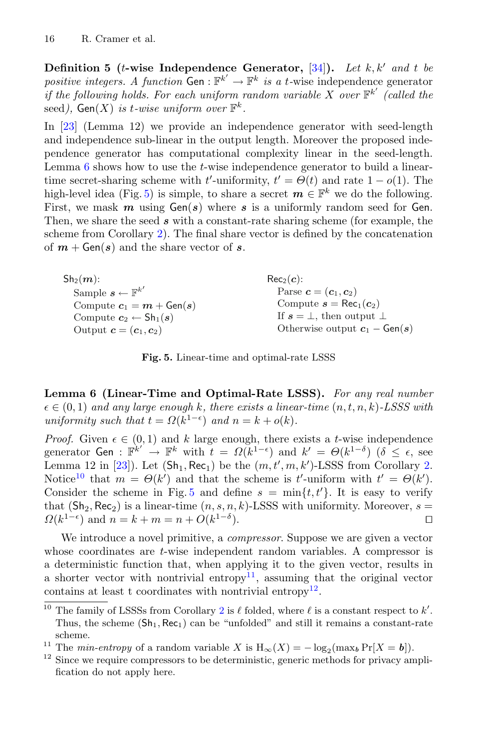**Definition 5 ($t$-wise Independence Generator, [34]).** *Let $k, k'$ and $t$ be positive integers. A function $\mathsf{Gen} : \mathbb{F}^{k'} \to \mathbb{F}^k$ is a $t$-wise* independence generator *if the following holds. For each uniform random variable $X$ over $\mathbb{F}^{k'}$ (called the* seed*), $\mathsf{Gen}(X)$ is $t$-wise uniform over $\mathbb{F}^k$.*

In [23] (Lemma 12) we provide an independence generator with seed-length and independence sub-linear in the output length. Moreover the proposed independence generator has computational complexity linear in the seed-length. Lemma 6 shows how to use the $t$-wise independence generator to build a linear-time secret-sharing scheme with $t'$-uniformity, $t' = \Theta(t)$ and rate $1 - o(1)$. The high-level idea (Fig. 5) is simple, to share a secret $\boldsymbol{m} \in \mathbb{F}^k$ we do the following. First, we mask $\boldsymbol{m}$ using $\mathsf{Gen}(\boldsymbol{s})$ where $\boldsymbol{s}$ is a uniformly random seed for $\mathsf{Gen}$. Then, we share the seed $\boldsymbol{s}$ with a constant-rate sharing scheme (for example, the scheme from Corollary 2). The final share vector is defined by the concatenation of $\boldsymbol{m} + \mathsf{Gen}(\boldsymbol{s})$ and the share vector of $\boldsymbol{s}$.

| $\mathsf{Sh}_2(\boldsymbol{m})$: | $\mathsf{Rec}_2(\boldsymbol{c})$: |
|---|---|
| Sample $\boldsymbol{s} \leftarrow \mathbb{F}^{k'}$ | Parse $\boldsymbol{c} = (\boldsymbol{c}_1, \boldsymbol{c}_2)$ |
| Compute $\boldsymbol{c}_1 = \boldsymbol{m} + \mathsf{Gen}(\boldsymbol{s})$ | Compute $\boldsymbol{s} = \mathsf{Rec}_1(\boldsymbol{c}_2)$ |
| Compute $\boldsymbol{c}_2 \leftarrow \mathsf{Sh}_1(\boldsymbol{s})$ | If $\boldsymbol{s} = \perp$, then output $\perp$ |
| Output $\boldsymbol{c} = (\boldsymbol{c}_1, \boldsymbol{c}_2)$ | Otherwise output $\boldsymbol{c}_1 - \mathsf{Gen}(\boldsymbol{s})$ |

**Fig. 5.** Linear-time and optimal-rate LSSS

**Lemma 6 (Linear-Time and Optimal-Rate LSSS).** *For any real number $\epsilon \in (0, 1)$ and any large enough $k$, there exists a linear-time $(n, t, n, k)$-LSSS with uniformity such that $t = \Omega(k^{1-\epsilon})$ and $n = k + o(k)$.*

*Proof.* Given $\epsilon \in (0, 1)$ and $k$ large enough, there exists a $t$-wise independence generator $\mathsf{Gen} : \mathbb{F}^{k'} \to \mathbb{F}^k$ with $t = \Omega(k^{1-\epsilon})$ and $k' = \Theta(k^{1-\delta})$ ($\delta \leq \epsilon$, see Lemma 12 in [23]). Let $(\mathsf{Sh}_1, \mathsf{Rec}_1)$ be the $(m, t', m, k')$-LSSS from Corollary 2. Notice[10] that $m = \Theta(k')$ and that the scheme is $t'$-uniform with $t' = \Theta(k')$. Consider the scheme in Fig. 5 and define $s = \min\{t, t'\}$. It is easy to verify that $(\mathsf{Sh}_2, \mathsf{Rec}_2)$ is a linear-time $(n, s, n, k)$-LSSS with uniformity. Moreover, $s = \Omega(k^{1-\epsilon})$ and $n = k + m = n + O(k^{1-\delta})$. $\square$

We introduce a novel primitive, a *compressor*. Suppose we are given a vector whose coordinates are $t$-wise independent random variables. A compressor is a deterministic function that, when applying it to the given vector, results in a shorter vector with nontrivial entropy[11], assuming that the original vector contains at least t coordinates with nontrivial entropy[12].

---

[10] The family of LSSSs from Corollary 2 is $\ell$ folded, where $\ell$ is a constant respect to $k'$. Thus, the scheme $(\mathsf{Sh}_1, \mathsf{Rec}_1)$ can be "unfolded" and still it remains a constant-rate scheme.

[11] The *min-entropy* of a random variable $X$ is $\mathrm{H}_\infty(X) = -\log_2(\max_{\boldsymbol{b}} \Pr[X = \boldsymbol{b}])$.

[12] Since we require compressors to be deterministic, generic methods for privacy amplification do not apply here.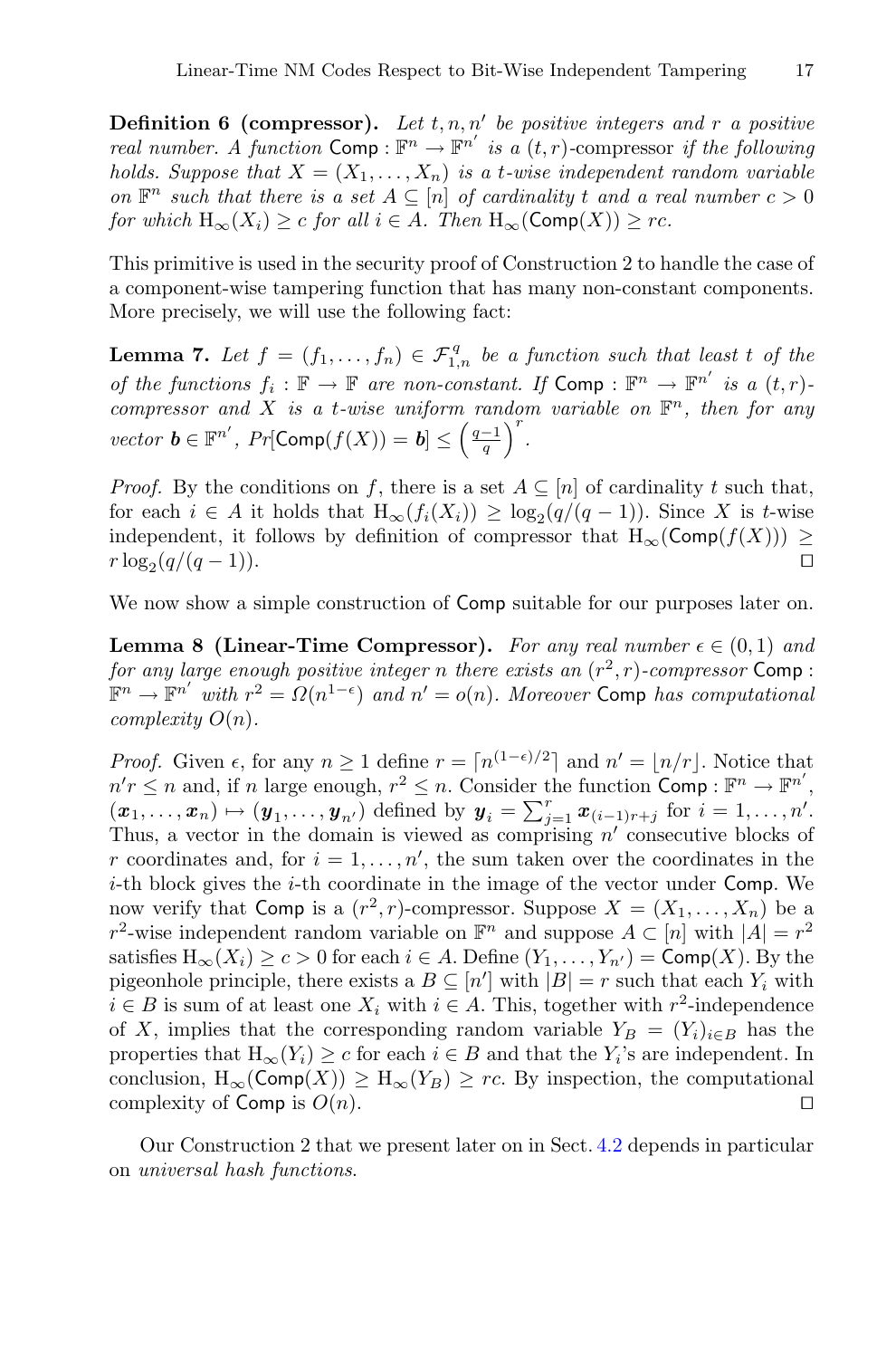**Definition 6 (compressor).** *Let $t, n, n'$ be positive integers and $r$ a positive real number. A function $\mathsf{Comp} : \mathbb{F}^n \to \mathbb{F}^{n'}$ is a $(t, r)$-compressor if the following holds. Suppose that $X = (X_1, \ldots, X_n)$ is a $t$-wise independent random variable on $\mathbb{F}^n$ such that there is a set $A \subseteq [n]$ of cardinality $t$ and a real number $c > 0$ for which $\mathrm{H}_\infty(X_i) \geq c$ for all $i \in A$. Then $\mathrm{H}_\infty(\mathsf{Comp}(X)) \geq rc$.*

This primitive is used in the security proof of Construction 2 to handle the case of a component-wise tampering function that has many non-constant components. More precisely, we will use the following fact:

**Lemma 7.** *Let $f = (f_1, \ldots, f_n) \in \mathcal{F}^q_{1,n}$ be a function such that least $t$ of the of the functions $f_i : \mathbb{F} \to \mathbb{F}$ are non-constant. If $\mathsf{Comp} : \mathbb{F}^n \to \mathbb{F}^{n'}$ is a $(t, r)$-compressor and $X$ is a $t$-wise uniform random variable on $\mathbb{F}^n$, then for any vector $\boldsymbol{b} \in \mathbb{F}^{n'}$, $Pr[\mathsf{Comp}(f(X)) = \boldsymbol{b}] \leq \left(\frac{q-1}{q}\right)^r$.*

*Proof.* By the conditions on $f$, there is a set $A \subseteq [n]$ of cardinality $t$ such that, for each $i \in A$ it holds that $\mathrm{H}_\infty(f_i(X_i)) \geq \log_2(q/(q-1))$. Since $X$ is $t$-wise independent, it follows by definition of compressor that $\mathrm{H}_\infty(\mathsf{Comp}(f(X))) \geq r \log_2(q/(q-1))$. □

We now show a simple construction of $\mathsf{Comp}$ suitable for our purposes later on.

**Lemma 8 (Linear-Time Compressor).** *For any real number $\epsilon \in (0, 1)$ and for any large enough positive integer $n$ there exists an $(r^2, r)$-compressor $\mathsf{Comp} : \mathbb{F}^n \to \mathbb{F}^{n'}$ with $r^2 = \Omega(n^{1-\epsilon})$ and $n' = o(n)$. Moreover $\mathsf{Comp}$ has computational complexity $O(n)$.*

*Proof.* Given $\epsilon$, for any $n \geq 1$ define $r = \lceil n^{(1-\epsilon)/2} \rceil$ and $n' = \lfloor n/r \rfloor$. Notice that $n'r \leq n$ and, if $n$ large enough, $r^2 \leq n$. Consider the function $\mathsf{Comp} : \mathbb{F}^n \to \mathbb{F}^{n'}$, $(\boldsymbol{x}_1, \ldots, \boldsymbol{x}_n) \mapsto (\boldsymbol{y}_1, \ldots, \boldsymbol{y}_{n'})$ defined by $\boldsymbol{y}_i = \sum_{j=1}^{r} \boldsymbol{x}_{(i-1)r+j}$ for $i = 1, \ldots, n'$. Thus, a vector in the domain is viewed as comprising $n'$ consecutive blocks of $r$ coordinates and, for $i = 1, \ldots, n'$, the sum taken over the coordinates in the $i$-th block gives the $i$-th coordinate in the image of the vector under $\mathsf{Comp}$. We now verify that $\mathsf{Comp}$ is a $(r^2, r)$-compressor. Suppose $X = (X_1, \ldots, X_n)$ be a $r^2$-wise independent random variable on $\mathbb{F}^n$ and suppose $A \subset [n]$ with $|A| = r^2$ satisfies $\mathrm{H}_\infty(X_i) \geq c > 0$ for each $i \in A$. Define $(Y_1, \ldots, Y_{n'}) = \mathsf{Comp}(X)$. By the pigeonhole principle, there exists a $B \subseteq [n']$ with $|B| = r$ such that each $Y_i$ with $i \in B$ is sum of at least one $X_i$ with $i \in A$. This, together with $r^2$-independence of $X$, implies that the corresponding random variable $Y_B = (Y_i)_{i \in B}$ has the properties that $\mathrm{H}_\infty(Y_i) \geq c$ for each $i \in B$ and that the $Y_i$'s are independent. In conclusion, $\mathrm{H}_\infty(\mathsf{Comp}(X)) \geq \mathrm{H}_\infty(Y_B) \geq rc$. By inspection, the computational complexity of $\mathsf{Comp}$ is $O(n)$. □

Our Construction 2 that we present later on in Sect. 4.2 depends in particular on *universal hash functions*.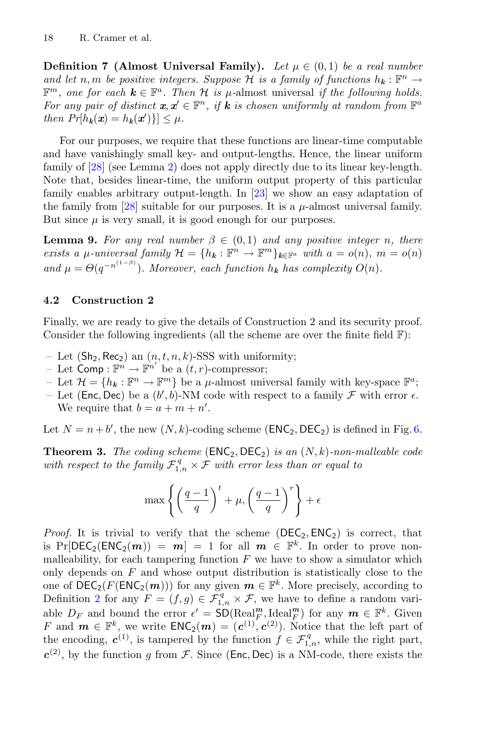**Definition 7 (Almost Universal Family).** *Let $\mu \in (0,1)$ be a real number and let $n, m$ be positive integers. Suppose $\mathcal{H}$ is a family of functions $h_{\boldsymbol{k}} : \mathbb{F}^n \to \mathbb{F}^m$, one for each $\boldsymbol{k} \in \mathbb{F}^a$. Then $\mathcal{H}$ is* $\mu$-almost universal *if the following holds. For any pair of distinct $\boldsymbol{x}, \boldsymbol{x}' \in \mathbb{F}^n$, if $\boldsymbol{k}$ is chosen uniformly at random from $\mathbb{F}^a$ then $Pr[h_{\boldsymbol{k}}(\boldsymbol{x}) = h_{\boldsymbol{k}}(\boldsymbol{x}')\}] \le \mu$.*

For our purposes, we require that these functions are linear-time computable and have vanishingly small key- and output-lengths. Hence, the linear uniform family of [28] (see Lemma 2) does not apply directly due to its linear key-length. Note that, besides linear-time, the uniform output property of this particular family enables arbitrary output-length. In [23] we show an easy adaptation of the family from [28] suitable for our purposes. It is a $\mu$-almost universal family. But since $\mu$ is very small, it is good enough for our purposes.

**Lemma 9.** *For any real number $\beta \in (0,1)$ and any positive integer $n$, there exists a $\mu$-universal family $\mathcal{H} = \{h_{\boldsymbol{k}} : \mathbb{F}^n \to \mathbb{F}^m\}_{\boldsymbol{k} \in \mathbb{F}^a}$ with $a = o(n)$, $m = o(n)$ and $\mu = \Theta(q^{-n^{(1-\beta)}})$. Moreover, each function $h_{\boldsymbol{k}}$ has complexity $O(n)$.*

### 4.2 Construction 2

Finally, we are ready to give the details of Construction 2 and its security proof. Consider the following ingredients (all the scheme are over the finite field $\mathbb{F}$):

- Let $(\mathsf{Sh}_2, \mathsf{Rec}_2)$ an $(n, t, n, k)$-SSS with uniformity;
- Let $\mathsf{Comp} : \mathbb{F}^n \to \mathbb{F}^{n'}$ be a $(t, r)$-compressor;
- Let $\mathcal{H} = \{h_{\boldsymbol{k}} : \mathbb{F}^n \to \mathbb{F}^m\}$ be a $\mu$-almost universal family with key-space $\mathbb{F}^a$;
- Let $(\mathsf{Enc}, \mathsf{Dec})$ be a $(b', b)$-NM code with respect to a family $\mathcal{F}$ with error $\epsilon$. We require that $b = a + m + n'$.

Let $N = n + b'$, the new $(N, k)$-coding scheme $(\mathsf{ENC}_2, \mathsf{DEC}_2)$ is defined in Fig. 6.

**Theorem 3.** *The coding scheme $(\mathsf{ENC}_2, \mathsf{DEC}_2)$ is an $(N, k)$-non-malleable code with respect to the family $\mathcal{F}^q_{1,n} \times \mathcal{F}$ with error less than or equal to*

$$\max\left\{\left(\frac{q-1}{q}\right)^t + \mu, \left(\frac{q-1}{q}\right)^r\right\} + \epsilon$$

*Proof.* It is trivial to verify that the scheme $(\mathsf{DEC}_2, \mathsf{ENC}_2)$ is correct, that is $\Pr[\mathsf{DEC}_2(\mathsf{ENC}_2(\boldsymbol{m})) = \boldsymbol{m}] = 1$ for all $\boldsymbol{m} \in \mathbb{F}^k$. In order to prove non-malleability, for each tampering function $F$ we have to show a simulator which only depends on $F$ and whose output distribution is statistically close to the one of $\mathsf{DEC}_2(F(\mathsf{ENC}_2(\boldsymbol{m})))$ for any given $\boldsymbol{m} \in \mathbb{F}^k$. More precisely, according to Definition 2 for any $F = (f, g) \in \mathcal{F}^q_{1,n} \times \mathcal{F}$, we have to define a random variable $D_F$ and bound the error $\epsilon' = \mathsf{SD}(\text{Real}^{\boldsymbol{m}}_F, \text{Ideal}^{\boldsymbol{m}}_F)$ for any $\boldsymbol{m} \in \mathbb{F}^k$. Given $F$ and $\boldsymbol{m} \in \mathbb{F}^k$, we write $\mathsf{ENC}_2(\boldsymbol{m}) = (\boldsymbol{c}^{(1)}, \boldsymbol{c}^{(2)})$. Notice that the left part of the encoding, $\boldsymbol{c}^{(1)}$, is tampered by the function $f \in \mathcal{F}^q_{1,n}$, while the right part, $\boldsymbol{c}^{(2)}$, by the function $g$ from $\mathcal{F}$. Since $(\mathsf{Enc}, \mathsf{Dec})$ is a NM-code, there exists the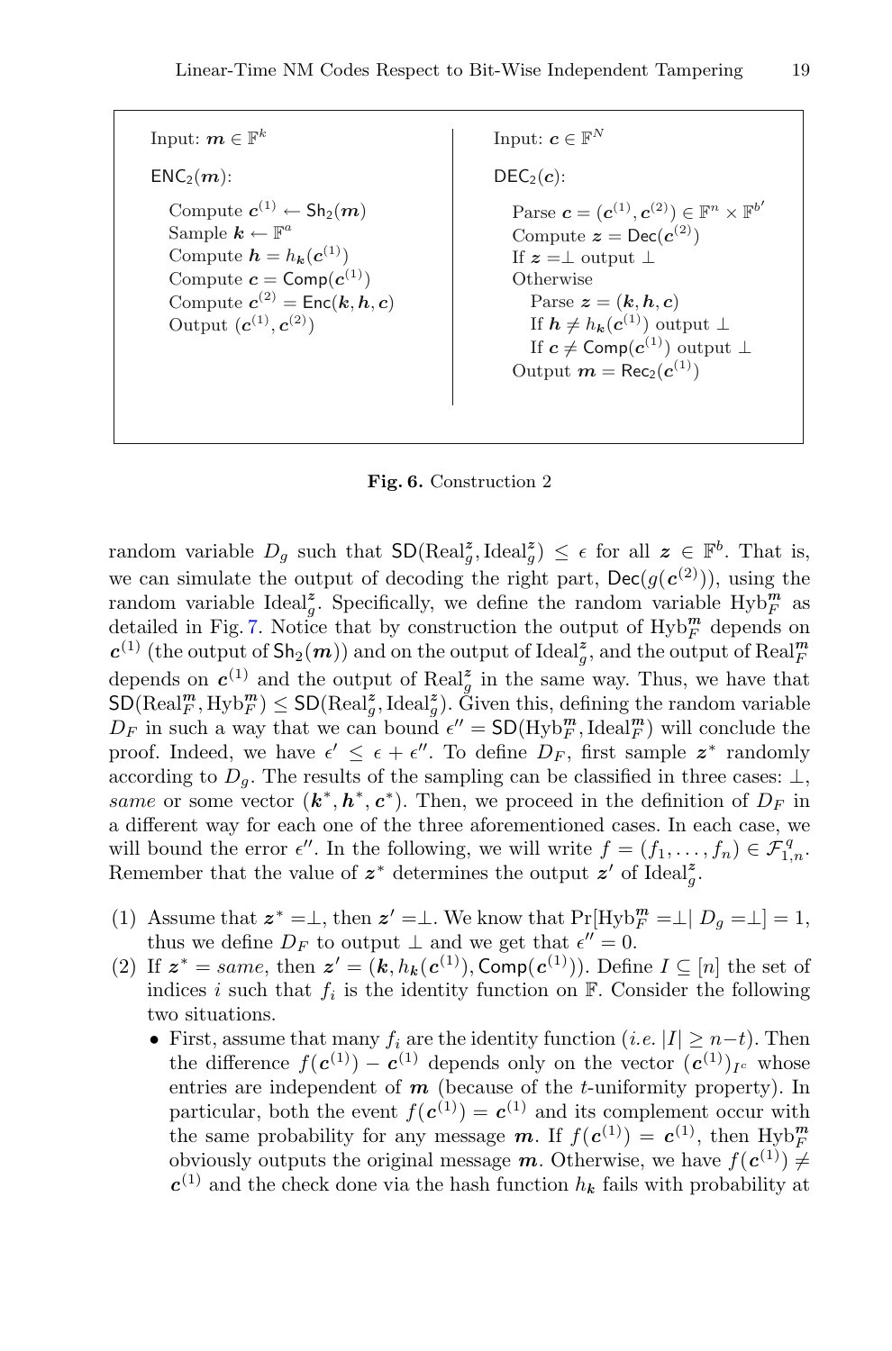Input: $\boldsymbol{m} \in \mathbb{F}^k$

$\mathsf{ENC}_2(\boldsymbol{m})$:

Compute $\boldsymbol{c}^{(1)} \leftarrow \mathsf{Sh}_2(\boldsymbol{m})$
Sample $\boldsymbol{k} \leftarrow \mathbb{F}^a$
Compute $\boldsymbol{h} = h_{\boldsymbol{k}}(\boldsymbol{c}^{(1)})$
Compute $\boldsymbol{c} = \mathsf{Comp}(\boldsymbol{c}^{(1)})$
Compute $\boldsymbol{c}^{(2)} = \mathsf{Enc}(\boldsymbol{k}, \boldsymbol{h}, \boldsymbol{c})$
Output $(\boldsymbol{c}^{(1)}, \boldsymbol{c}^{(2)})$

Input: $\boldsymbol{c} \in \mathbb{F}^N$

$\mathsf{DEC}_2(\boldsymbol{c})$:

Parse $\boldsymbol{c} = (\boldsymbol{c}^{(1)}, \boldsymbol{c}^{(2)}) \in \mathbb{F}^n \times \mathbb{F}^{b'}$
Compute $\boldsymbol{z} = \mathsf{Dec}(\boldsymbol{c}^{(2)})$
If $\boldsymbol{z} = \perp$ output $\perp$
Otherwise
  Parse $\boldsymbol{z} = (\boldsymbol{k}, \boldsymbol{h}, \boldsymbol{c})$
  If $\boldsymbol{h} \neq h_{\boldsymbol{k}}(\boldsymbol{c}^{(1)})$ output $\perp$
  If $\boldsymbol{c} \neq \mathsf{Comp}(\boldsymbol{c}^{(1)})$ output $\perp$
Output $\boldsymbol{m} = \mathsf{Rec}_2(\boldsymbol{c}^{(1)})$

**Fig. 6.** Construction 2

random variable $D_g$ such that $\mathsf{SD}(\mathrm{Real}_g^{\boldsymbol{z}}, \mathrm{Ideal}_g^{\boldsymbol{z}}) \leq \epsilon$ for all $\boldsymbol{z} \in \mathbb{F}^b$. That is, we can simulate the output of decoding the right part, $\mathsf{Dec}(g(\boldsymbol{c}^{(2)}))$, using the random variable $\mathrm{Ideal}_g^{\boldsymbol{z}}$. Specifically, we define the random variable $\mathrm{Hyb}_F^{\boldsymbol{m}}$ as detailed in Fig. 7. Notice that by construction the output of $\mathrm{Hyb}_F^{\boldsymbol{m}}$ depends on $\boldsymbol{c}^{(1)}$ (the output of $\mathsf{Sh}_2(\boldsymbol{m})$) and on the output of $\mathrm{Ideal}_g^{\boldsymbol{z}}$, and the output of $\mathrm{Real}_F^{\boldsymbol{m}}$ depends on $\boldsymbol{c}^{(1)}$ and the output of $\mathrm{Real}_g^{\boldsymbol{z}}$ in the same way. Thus, we have that $\mathsf{SD}(\mathrm{Real}_F^{\boldsymbol{m}}, \mathrm{Hyb}_F^{\boldsymbol{m}}) \leq \mathsf{SD}(\mathrm{Real}_g^{\boldsymbol{z}}, \mathrm{Ideal}_g^{\boldsymbol{z}})$. Given this, defining the random variable $D_F$ in such a way that we can bound $\epsilon'' = \mathsf{SD}(\mathrm{Hyb}_F^{\boldsymbol{m}}, \mathrm{Ideal}_F^{\boldsymbol{m}})$ will conclude the proof. Indeed, we have $\epsilon' \leq \epsilon + \epsilon''$. To define $D_F$, first sample $\boldsymbol{z}^*$ randomly according to $D_g$. The results of the sampling can be classified in three cases: $\perp$, *same* or some vector $(\boldsymbol{k}^*, \boldsymbol{h}^*, \boldsymbol{c}^*)$. Then, we proceed in the definition of $D_F$ in a different way for each one of the three aforementioned cases. In each case, we will bound the error $\epsilon''$. In the following, we will write $f = (f_1, \ldots, f_n) \in \mathcal{F}_{1,n}^q$. Remember that the value of $\boldsymbol{z}^*$ determines the output $\boldsymbol{z}'$ of $\mathrm{Ideal}_g^{\boldsymbol{z}}$.

(1) Assume that $\boldsymbol{z}^* = \perp$, then $\boldsymbol{z}' = \perp$. We know that $\Pr[\mathrm{Hyb}_F^{\boldsymbol{m}} = \perp \mid D_g = \perp] = 1$, thus we define $D_F$ to output $\perp$ and we get that $\epsilon'' = 0$.

(2) If $\boldsymbol{z}^* = same$, then $\boldsymbol{z}' = (\boldsymbol{k}, h_{\boldsymbol{k}}(\boldsymbol{c}^{(1)}), \mathsf{Comp}(\boldsymbol{c}^{(1)}))$. Define $I \subseteq [n]$ the set of indices $i$ such that $f_i$ is the identity function on $\mathbb{F}$. Consider the following two situations.
  - First, assume that many $f_i$ are the identity function (*i.e.* $|I| \geq n - t$). Then the difference $f(\boldsymbol{c}^{(1)}) - \boldsymbol{c}^{(1)}$ depends only on the vector $(\boldsymbol{c}^{(1)})_{I^c}$ whose entries are independent of $\boldsymbol{m}$ (because of the $t$-uniformity property). In particular, both the event $f(\boldsymbol{c}^{(1)}) = \boldsymbol{c}^{(1)}$ and its complement occur with the same probability for any message $\boldsymbol{m}$. If $f(\boldsymbol{c}^{(1)}) = \boldsymbol{c}^{(1)}$, then $\mathrm{Hyb}_F^{\boldsymbol{m}}$ obviously outputs the original message $\boldsymbol{m}$. Otherwise, we have $f(\boldsymbol{c}^{(1)}) \neq \boldsymbol{c}^{(1)}$ and the check done via the hash function $h_{\boldsymbol{k}}$ fails with probability at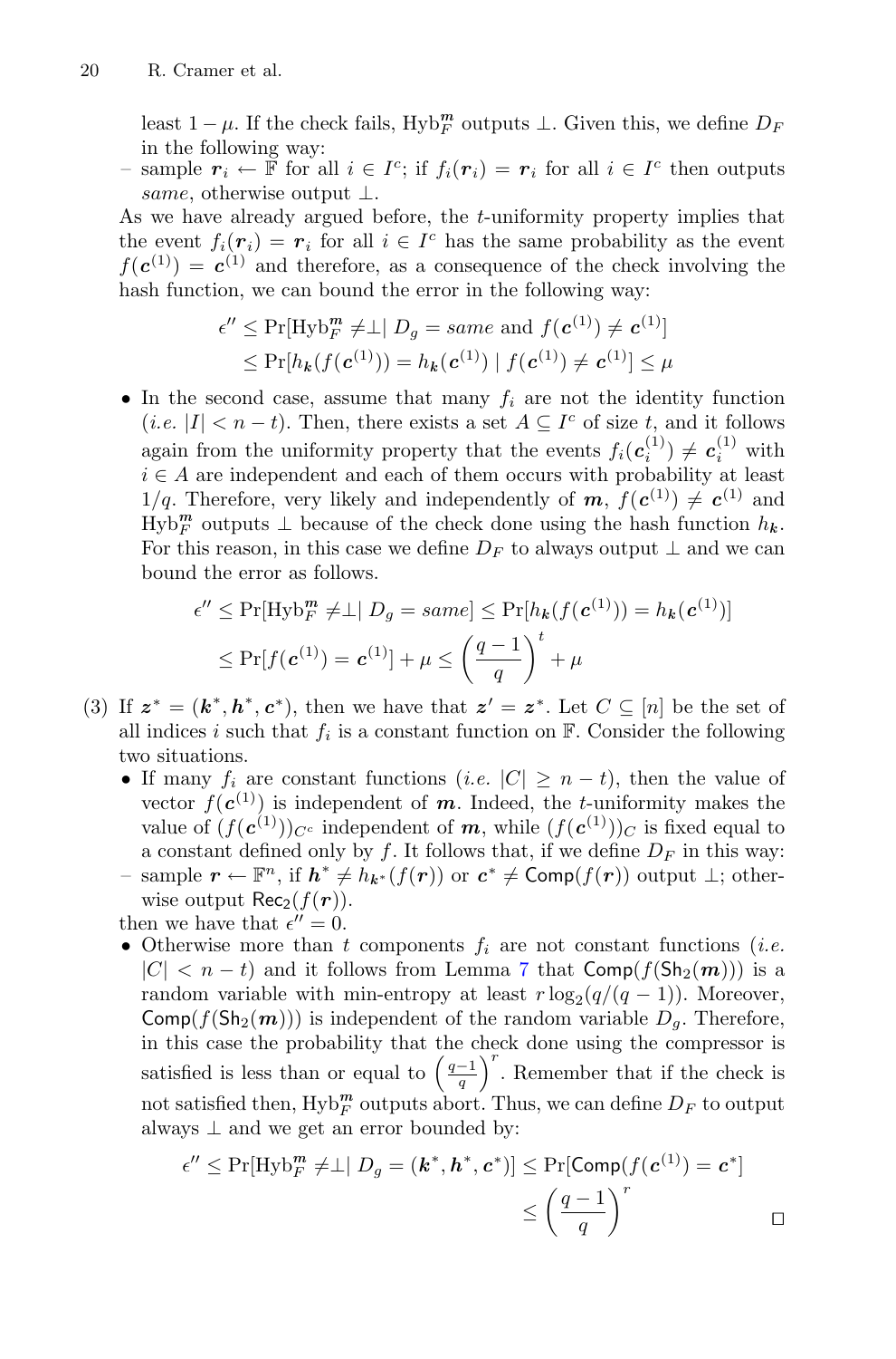least $1 - \mu$. If the check fails, $\text{Hyb}_F^{\boldsymbol{m}}$ outputs $\perp$. Given this, we define $D_F$ in the following way:

– sample $\boldsymbol{r}_i \leftarrow \mathbb{F}$ for all $i \in I^c$; if $f_i(\boldsymbol{r}_i) = \boldsymbol{r}_i$ for all $i \in I^c$ then outputs *same*, otherwise output $\perp$.

As we have already argued before, the $t$-uniformity property implies that the event $f_i(\boldsymbol{r}_i) = \boldsymbol{r}_i$ for all $i \in I^c$ has the same probability as the event $f(\boldsymbol{c}^{(1)}) = \boldsymbol{c}^{(1)}$ and therefore, as a consequence of the check involving the hash function, we can bound the error in the following way:

$$\epsilon'' \leq \Pr[\text{Hyb}_F^{\boldsymbol{m}} \neq \perp \mid D_g = same \text{ and } f(\boldsymbol{c}^{(1)}) \neq \boldsymbol{c}^{(1)}]$$
$$\leq \Pr[h_{\boldsymbol{k}}(f(\boldsymbol{c}^{(1)})) = h_{\boldsymbol{k}}(\boldsymbol{c}^{(1)}) \mid f(\boldsymbol{c}^{(1)}) \neq \boldsymbol{c}^{(1)}] \leq \mu$$

- In the second case, assume that many $f_i$ are not the identity function (*i.e.* $|I| < n - t$). Then, there exists a set $A \subseteq I^c$ of size $t$, and it follows again from the uniformity property that the events $f_i(\boldsymbol{c}_i^{(1)}) \neq \boldsymbol{c}_i^{(1)}$ with $i \in A$ are independent and each of them occurs with probability at least $1/q$. Therefore, very likely and independently of $\boldsymbol{m}$, $f(\boldsymbol{c}^{(1)}) \neq \boldsymbol{c}^{(1)}$ and $\text{Hyb}_F^{\boldsymbol{m}}$ outputs $\perp$ because of the check done using the hash function $h_{\boldsymbol{k}}$. For this reason, in this case we define $D_F$ to always output $\perp$ and we can bound the error as follows.

$$\epsilon'' \leq \Pr[\text{Hyb}_F^{\boldsymbol{m}} \neq \perp \mid D_g = same] \leq \Pr[h_{\boldsymbol{k}}(f(\boldsymbol{c}^{(1)})) = h_{\boldsymbol{k}}(\boldsymbol{c}^{(1)})]$$
$$\leq \Pr[f(\boldsymbol{c}^{(1)}) = \boldsymbol{c}^{(1)}] + \mu \leq \left(\frac{q-1}{q}\right)^t + \mu$$

(3) If $\boldsymbol{z}^* = (\boldsymbol{k}^*, \boldsymbol{h}^*, \boldsymbol{c}^*)$, then we have that $\boldsymbol{z}' = \boldsymbol{z}^*$. Let $C \subseteq [n]$ be the set of all indices $i$ such that $f_i$ is a constant function on $\mathbb{F}$. Consider the following two situations.

- If many $f_i$ are constant functions (*i.e.* $|C| \geq n - t$), then the value of vector $f(\boldsymbol{c}^{(1)})$ is independent of $\boldsymbol{m}$. Indeed, the $t$-uniformity makes the value of $(f(\boldsymbol{c}^{(1)}))_{C^c}$ independent of $\boldsymbol{m}$, while $(f(\boldsymbol{c}^{(1)}))_C$ is fixed equal to a constant defined only by $f$. It follows that, if we define $D_F$ in this way:

– sample $\boldsymbol{r} \leftarrow \mathbb{F}^n$, if $\boldsymbol{h}^* \neq h_{\boldsymbol{k}^*}(f(\boldsymbol{r}))$ or $\boldsymbol{c}^* \neq \mathsf{Comp}(f(\boldsymbol{r}))$ output $\perp$; otherwise output $\mathsf{Rec}_2(f(\boldsymbol{r}))$.

then we have that $\epsilon'' = 0$.

- Otherwise more than $t$ components $f_i$ are not constant functions (*i.e.* $|C| < n - t$) and it follows from Lemma 7 that $\mathsf{Comp}(f(\mathsf{Sh}_2(\boldsymbol{m})))$ is a random variable with min-entropy at least $r \log_2(q/(q-1))$. Moreover, $\mathsf{Comp}(f(\mathsf{Sh}_2(\boldsymbol{m})))$ is independent of the random variable $D_g$. Therefore, in this case the probability that the check done using the compressor is satisfied is less than or equal to $\left(\frac{q-1}{q}\right)^r$. Remember that if the check is not satisfied then, $\text{Hyb}_F^{\boldsymbol{m}}$ outputs abort. Thus, we can define $D_F$ to output always $\perp$ and we get an error bounded by:

$$\epsilon'' \leq \Pr[\text{Hyb}_F^{\boldsymbol{m}} \neq \perp \mid D_g = (\boldsymbol{k}^*, \boldsymbol{h}^*, \boldsymbol{c}^*)] \leq \Pr[\mathsf{Comp}(f(\boldsymbol{c}^{(1)}) = \boldsymbol{c}^*]$$
$$\leq \left(\frac{q-1}{q}\right)^r$$

□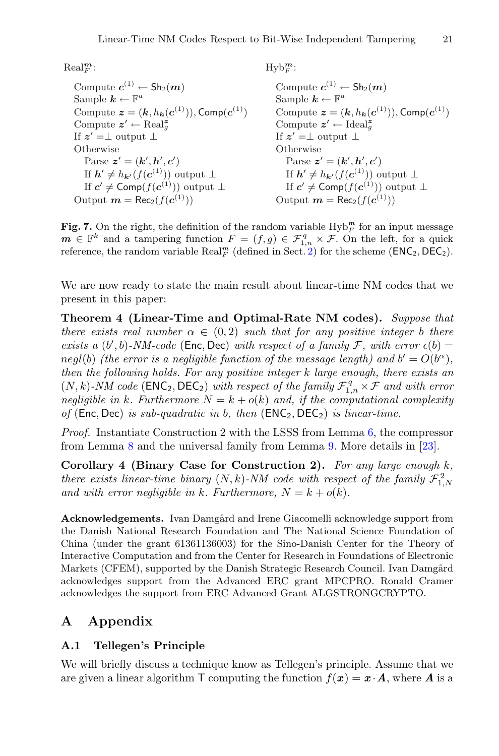$\text{Real}_F^{\boldsymbol{m}}$:

Compute $\boldsymbol{c}^{(1)} \leftarrow \mathsf{Sh}_2(\boldsymbol{m})$
Sample $\boldsymbol{k} \leftarrow \mathbb{F}^a$
Compute $\boldsymbol{z} = (\boldsymbol{k}, h_{\boldsymbol{k}}(\boldsymbol{c}^{(1)})), \mathsf{Comp}(\boldsymbol{c}^{(1)})$
Compute $\boldsymbol{z}' \leftarrow \text{Real}_g^{\boldsymbol{z}}$
If $\boldsymbol{z}' = \perp$ output $\perp$
Otherwise
  Parse $\boldsymbol{z}' = (\boldsymbol{k}', \boldsymbol{h}', \boldsymbol{c}')$
  If $\boldsymbol{h}' \neq h_{\boldsymbol{k}'}(f(\boldsymbol{c}^{(1)}))$ output $\perp$
  If $\boldsymbol{c}' \neq \mathsf{Comp}(f(\boldsymbol{c}^{(1)}))$ output $\perp$
Output $\boldsymbol{m} = \mathsf{Rec}_2(f(\boldsymbol{c}^{(1)}))$

$\text{Hyb}_F^{\boldsymbol{m}}$:

Compute $\boldsymbol{c}^{(1)} \leftarrow \mathsf{Sh}_2(\boldsymbol{m})$
Sample $\boldsymbol{k} \leftarrow \mathbb{F}^a$
Compute $\boldsymbol{z} = (\boldsymbol{k}, h_{\boldsymbol{k}}(\boldsymbol{c}^{(1)})), \mathsf{Comp}(\boldsymbol{c}^{(1)})$
Compute $\boldsymbol{z}' \leftarrow \text{Ideal}_g^{\boldsymbol{z}}$
If $\boldsymbol{z}' = \perp$ output $\perp$
Otherwise
  Parse $\boldsymbol{z}' = (\boldsymbol{k}', \boldsymbol{h}', \boldsymbol{c}')$
  If $\boldsymbol{h}' \neq h_{\boldsymbol{k}'}(f(\boldsymbol{c}^{(1)}))$ output $\perp$
  If $\boldsymbol{c}' \neq \mathsf{Comp}(f(\boldsymbol{c}^{(1)}))$ output $\perp$
Output $\boldsymbol{m} = \mathsf{Rec}_2(f(\boldsymbol{c}^{(1)}))$

**Fig. 7.** On the right, the definition of the random variable $\text{Hyb}_F^{\boldsymbol{m}}$ for an input message $\boldsymbol{m} \in \mathbb{F}^k$ and a tampering function $F = (f, g) \in \mathcal{F}_{1,n}^q \times \mathcal{F}$. On the left, for a quick reference, the random variable $\text{Real}_F^{\boldsymbol{m}}$ (defined in Sect. 2) for the scheme $(\mathsf{ENC}_2, \mathsf{DEC}_2)$.

We are now ready to state the main result about linear-time NM codes that we present in this paper:

**Theorem 4 (Linear-Time and Optimal-Rate NM codes).** *Suppose that there exists real number $\alpha \in (0, 2)$ such that for any positive integer $b$ there exists a $(b', b)$-NM-code* $(\mathsf{Enc}, \mathsf{Dec})$ *with respect of a family $\mathcal{F}$, with error $\epsilon(b) = negl(b)$ (the error is a negligible function of the message length) and $b' = O(b^\alpha)$, then the following holds. For any positive integer $k$ large enough, there exists an $(N, k)$-NM code* $(\mathsf{ENC}_2, \mathsf{DEC}_2)$ *with respect of the family $\mathcal{F}_{1,n}^q \times \mathcal{F}$ and with error negligible in $k$. Furthermore $N = k + o(k)$ and, if the computational complexity of* $(\mathsf{Enc}, \mathsf{Dec})$ *is sub-quadratic in $b$, then* $(\mathsf{ENC}_2, \mathsf{DEC}_2)$ *is linear-time.*

*Proof.* Instantiate Construction 2 with the LSSS from Lemma 6, the compressor from Lemma 8 and the universal family from Lemma 9. More details in [23].

**Corollary 4 (Binary Case for Construction 2).** *For any large enough $k$, there exists linear-time binary $(N, k)$-NM code with respect of the family $\mathcal{F}_{1,N}^2$ and with error negligible in $k$. Furthermore, $N = k + o(k)$.*

**Acknowledgements.** Ivan Damgård and Irene Giacomelli acknowledge support from the Danish National Research Foundation and The National Science Foundation of China (under the grant 61361136003) for the Sino-Danish Center for the Theory of Interactive Computation and from the Center for Research in Foundations of Electronic Markets (CFEM), supported by the Danish Strategic Research Council. Ivan Damgård acknowledges support from the Advanced ERC grant MPCPRO. Ronald Cramer acknowledges the support from ERC Advanced Grant ALGSTRONGCRYPTO.

## A Appendix

### A.1 Tellegen's Principle

We will briefly discuss a technique know as Tellegen's principle. Assume that we are given a linear algorithm $\mathsf{T}$ computing the function $f(\boldsymbol{x}) = \boldsymbol{x} \cdot \boldsymbol{A}$, where $\boldsymbol{A}$ is a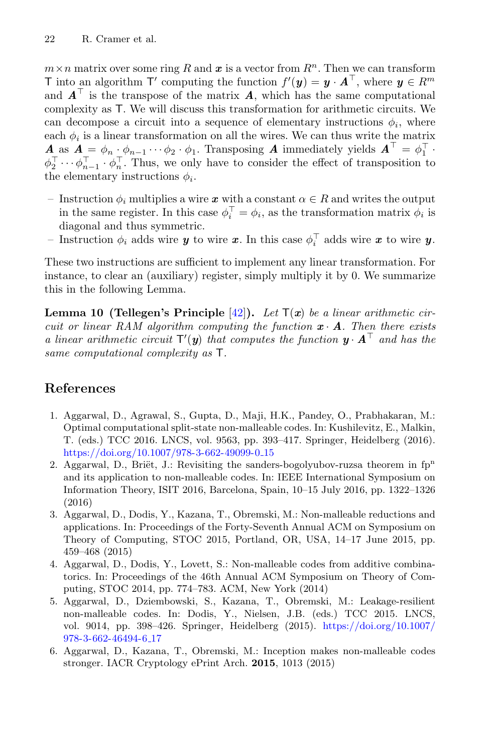$m \times n$ matrix over some ring $R$ and $\boldsymbol{x}$ is a vector from $R^n$. Then we can transform $\mathsf{T}$ into an algorithm $\mathsf{T}'$ computing the function $f'(\boldsymbol{y}) = \boldsymbol{y} \cdot \boldsymbol{A}^\top$, where $\boldsymbol{y} \in R^m$ and $\boldsymbol{A}^\top$ is the transpose of the matrix $\boldsymbol{A}$, which has the same computational complexity as $\mathsf{T}$. We will discuss this transformation for arithmetic circuits. We can decompose a circuit into a sequence of elementary instructions $\phi_i$, where each $\phi_i$ is a linear transformation on all the wires. We can thus write the matrix $\boldsymbol{A}$ as $\boldsymbol{A} = \phi_n \cdot \phi_{n-1} \cdots \phi_2 \cdot \phi_1$. Transposing $\boldsymbol{A}$ immediately yields $\boldsymbol{A}^\top = \phi_1^\top \cdot \phi_2^\top \cdots \phi_{n-1}^\top \cdot \phi_n^\top$. Thus, we only have to consider the effect of transposition to the elementary instructions $\phi_i$.

- Instruction $\phi_i$ multiplies a wire $\boldsymbol{x}$ with a constant $\alpha \in R$ and writes the output in the same register. In this case $\phi_i^\top = \phi_i$, as the transformation matrix $\phi_i$ is diagonal and thus symmetric.
- Instruction $\phi_i$ adds wire $\boldsymbol{y}$ to wire $\boldsymbol{x}$. In this case $\phi_i^\top$ adds wire $\boldsymbol{x}$ to wire $\boldsymbol{y}$.

These two instructions are sufficient to implement any linear transformation. For instance, to clear an (auxiliary) register, simply multiply it by 0. We summarize this in the following Lemma.

**Lemma 10 (Tellegen's Principle [42]).** *Let $\mathsf{T}(\boldsymbol{x})$ be a linear arithmetic circuit or linear RAM algorithm computing the function $\boldsymbol{x} \cdot \boldsymbol{A}$. Then there exists a linear arithmetic circuit $\mathsf{T}'(\boldsymbol{y})$ that computes the function $\boldsymbol{y} \cdot \boldsymbol{A}^\top$ and has the same computational complexity as $\mathsf{T}$.*

## References

1. Aggarwal, D., Agrawal, S., Gupta, D., Maji, H.K., Pandey, O., Prabhakaran, M.: Optimal computational split-state non-malleable codes. In: Kushilevitz, E., Malkin, T. (eds.) TCC 2016. LNCS, vol. 9563, pp. 393–417. Springer, Heidelberg (2016). https://doi.org/10.1007/978-3-662-49099-0_15
2. Aggarwal, D., Briët, J.: Revisiting the sanders-bogolyubov-ruzsa theorem in fp$^n$ and its application to non-malleable codes. In: IEEE International Symposium on Information Theory, ISIT 2016, Barcelona, Spain, 10–15 July 2016, pp. 1322–1326 (2016)
3. Aggarwal, D., Dodis, Y., Kazana, T., Obremski, M.: Non-malleable reductions and applications. In: Proceedings of the Forty-Seventh Annual ACM on Symposium on Theory of Computing, STOC 2015, Portland, OR, USA, 14–17 June 2015, pp. 459–468 (2015)
4. Aggarwal, D., Dodis, Y., Lovett, S.: Non-malleable codes from additive combinatorics. In: Proceedings of the 46th Annual ACM Symposium on Theory of Computing, STOC 2014, pp. 774–783. ACM, New York (2014)
5. Aggarwal, D., Dziembowski, S., Kazana, T., Obremski, M.: Leakage-resilient non-malleable codes. In: Dodis, Y., Nielsen, J.B. (eds.) TCC 2015. LNCS, vol. 9014, pp. 398–426. Springer, Heidelberg (2015). https://doi.org/10.1007/978-3-662-46494-6_17
6. Aggarwal, D., Kazana, T., Obremski, M.: Inception makes non-malleable codes stronger. IACR Cryptology ePrint Arch. **2015**, 1013 (2015)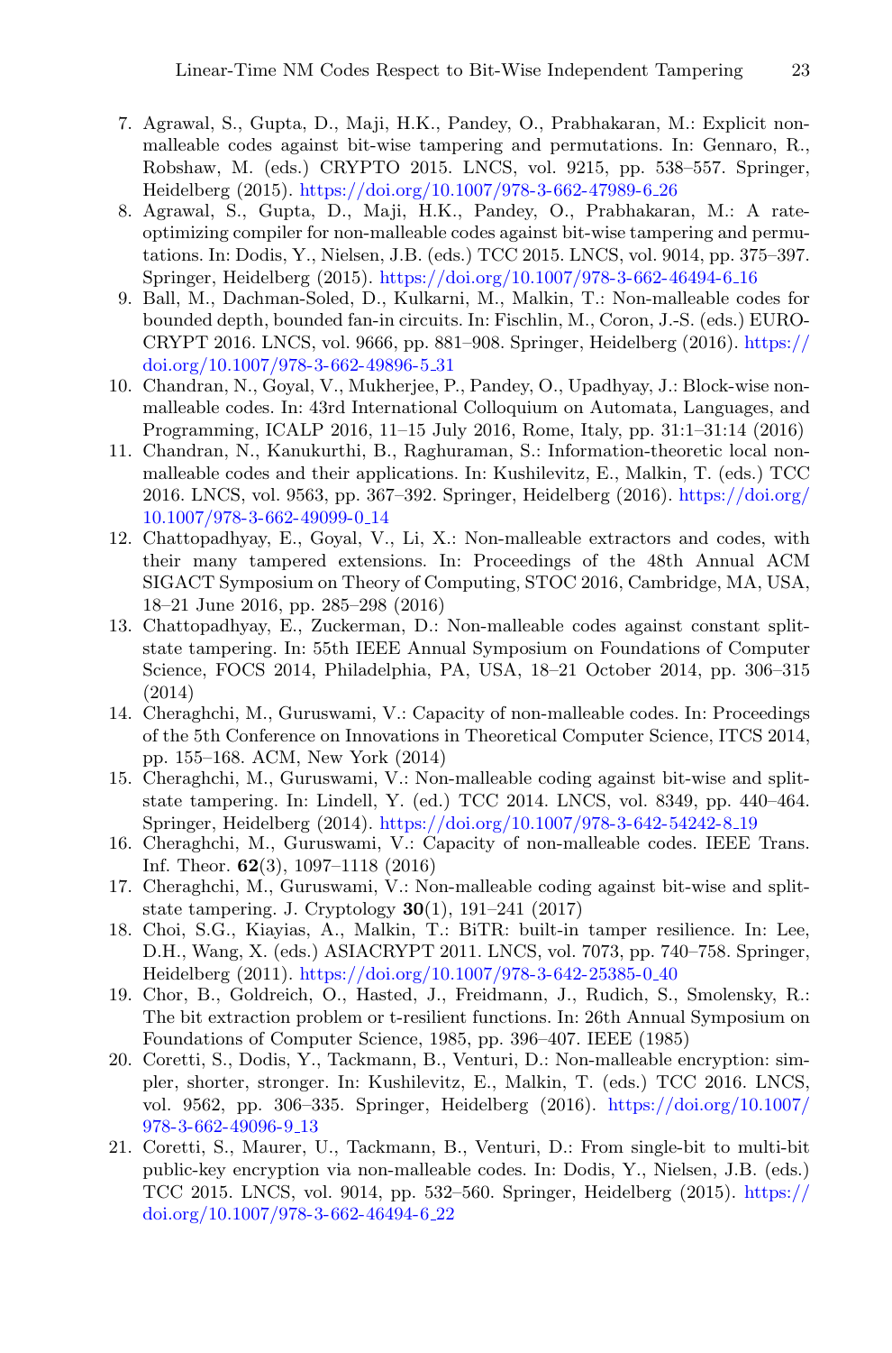7. Agrawal, S., Gupta, D., Maji, H.K., Pandey, O., Prabhakaran, M.: Explicit non-malleable codes against bit-wise tampering and permutations. In: Gennaro, R., Robshaw, M. (eds.) CRYPTO 2015. LNCS, vol. 9215, pp. 538–557. Springer, Heidelberg (2015). https://doi.org/10.1007/978-3-662-47989-6_26
8. Agrawal, S., Gupta, D., Maji, H.K., Pandey, O., Prabhakaran, M.: A rate-optimizing compiler for non-malleable codes against bit-wise tampering and permutations. In: Dodis, Y., Nielsen, J.B. (eds.) TCC 2015. LNCS, vol. 9014, pp. 375–397. Springer, Heidelberg (2015). https://doi.org/10.1007/978-3-662-46494-6_16
9. Ball, M., Dachman-Soled, D., Kulkarni, M., Malkin, T.: Non-malleable codes for bounded depth, bounded fan-in circuits. In: Fischlin, M., Coron, J.-S. (eds.) EUROCRYPT 2016. LNCS, vol. 9666, pp. 881–908. Springer, Heidelberg (2016). https://doi.org/10.1007/978-3-662-49896-5_31
10. Chandran, N., Goyal, V., Mukherjee, P., Pandey, O., Upadhyay, J.: Block-wise non-malleable codes. In: 43rd International Colloquium on Automata, Languages, and Programming, ICALP 2016, 11–15 July 2016, Rome, Italy, pp. 31:1–31:14 (2016)
11. Chandran, N., Kanukurthi, B., Raghuraman, S.: Information-theoretic local non-malleable codes and their applications. In: Kushilevitz, E., Malkin, T. (eds.) TCC 2016. LNCS, vol. 9563, pp. 367–392. Springer, Heidelberg (2016). https://doi.org/10.1007/978-3-662-49099-0_14
12. Chattopadhyay, E., Goyal, V., Li, X.: Non-malleable extractors and codes, with their many tampered extensions. In: Proceedings of the 48th Annual ACM SIGACT Symposium on Theory of Computing, STOC 2016, Cambridge, MA, USA, 18–21 June 2016, pp. 285–298 (2016)
13. Chattopadhyay, E., Zuckerman, D.: Non-malleable codes against constant split-state tampering. In: 55th IEEE Annual Symposium on Foundations of Computer Science, FOCS 2014, Philadelphia, PA, USA, 18–21 October 2014, pp. 306–315 (2014)
14. Cheraghchi, M., Guruswami, V.: Capacity of non-malleable codes. In: Proceedings of the 5th Conference on Innovations in Theoretical Computer Science, ITCS 2014, pp. 155–168. ACM, New York (2014)
15. Cheraghchi, M., Guruswami, V.: Non-malleable coding against bit-wise and split-state tampering. In: Lindell, Y. (ed.) TCC 2014. LNCS, vol. 8349, pp. 440–464. Springer, Heidelberg (2014). https://doi.org/10.1007/978-3-642-54242-8_19
16. Cheraghchi, M., Guruswami, V.: Capacity of non-malleable codes. IEEE Trans. Inf. Theor. **62**(3), 1097–1118 (2016)
17. Cheraghchi, M., Guruswami, V.: Non-malleable coding against bit-wise and split-state tampering. J. Cryptology **30**(1), 191–241 (2017)
18. Choi, S.G., Kiayias, A., Malkin, T.: BiTR: built-in tamper resilience. In: Lee, D.H., Wang, X. (eds.) ASIACRYPT 2011. LNCS, vol. 7073, pp. 740–758. Springer, Heidelberg (2011). https://doi.org/10.1007/978-3-642-25385-0_40
19. Chor, B., Goldreich, O., Hasted, J., Freidmann, J., Rudich, S., Smolensky, R.: The bit extraction problem or t-resilient functions. In: 26th Annual Symposium on Foundations of Computer Science, 1985, pp. 396–407. IEEE (1985)
20. Coretti, S., Dodis, Y., Tackmann, B., Venturi, D.: Non-malleable encryption: simpler, shorter, stronger. In: Kushilevitz, E., Malkin, T. (eds.) TCC 2016. LNCS, vol. 9562, pp. 306–335. Springer, Heidelberg (2016). https://doi.org/10.1007/978-3-662-49096-9_13
21. Coretti, S., Maurer, U., Tackmann, B., Venturi, D.: From single-bit to multi-bit public-key encryption via non-malleable codes. In: Dodis, Y., Nielsen, J.B. (eds.) TCC 2015. LNCS, vol. 9014, pp. 532–560. Springer, Heidelberg (2015). https://doi.org/10.1007/978-3-662-46494-6_22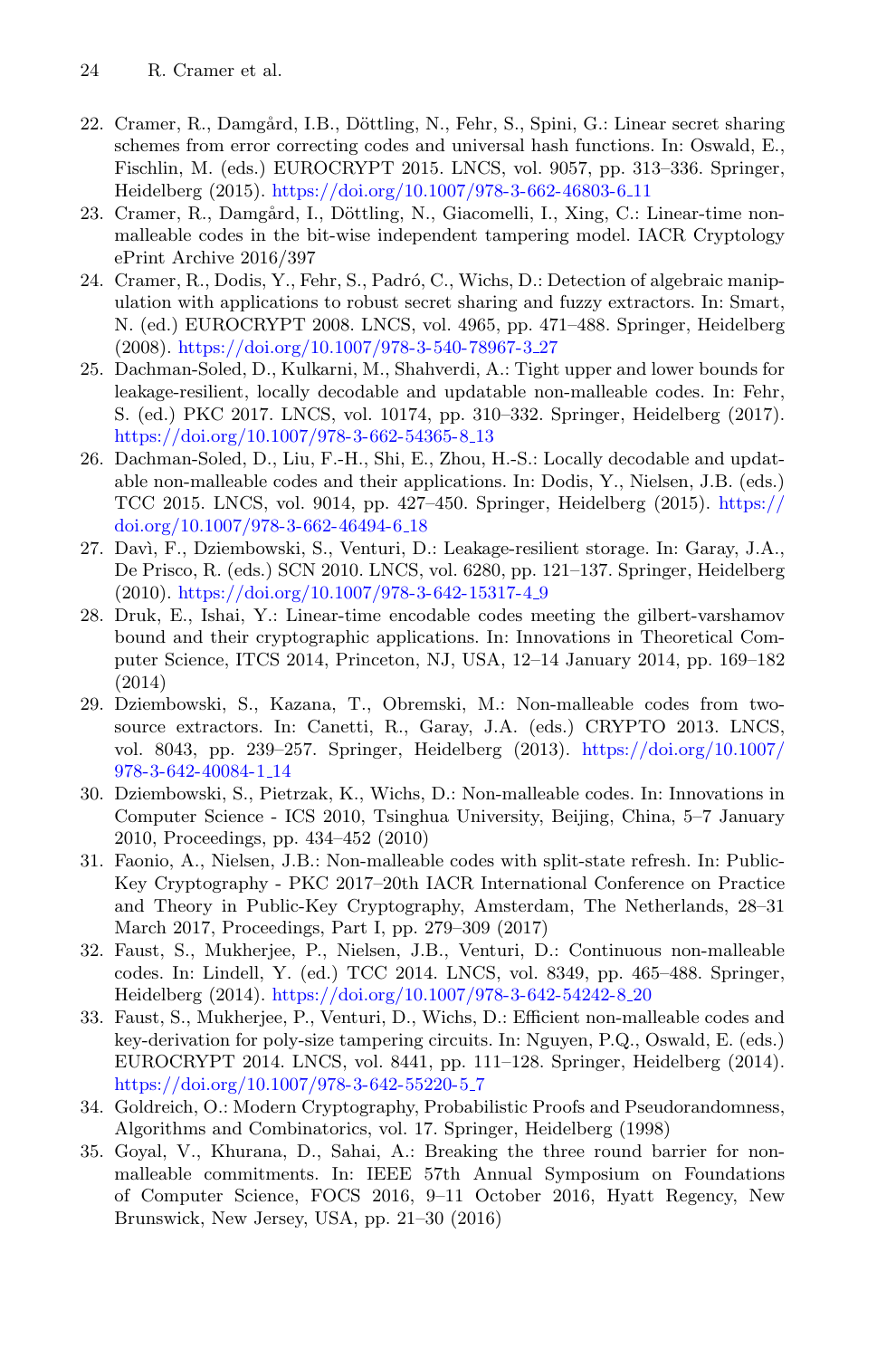22. Cramer, R., Damgård, I.B., Döttling, N., Fehr, S., Spini, G.: Linear secret sharing schemes from error correcting codes and universal hash functions. In: Oswald, E., Fischlin, M. (eds.) EUROCRYPT 2015. LNCS, vol. 9057, pp. 313–336. Springer, Heidelberg (2015). https://doi.org/10.1007/978-3-662-46803-6_11
23. Cramer, R., Damgård, I., Döttling, N., Giacomelli, I., Xing, C.: Linear-time non-malleable codes in the bit-wise independent tampering model. IACR Cryptology ePrint Archive 2016/397
24. Cramer, R., Dodis, Y., Fehr, S., Padró, C., Wichs, D.: Detection of algebraic manipulation with applications to robust secret sharing and fuzzy extractors. In: Smart, N. (ed.) EUROCRYPT 2008. LNCS, vol. 4965, pp. 471–488. Springer, Heidelberg (2008). https://doi.org/10.1007/978-3-540-78967-3_27
25. Dachman-Soled, D., Kulkarni, M., Shahverdi, A.: Tight upper and lower bounds for leakage-resilient, locally decodable and updatable non-malleable codes. In: Fehr, S. (ed.) PKC 2017. LNCS, vol. 10174, pp. 310–332. Springer, Heidelberg (2017). https://doi.org/10.1007/978-3-662-54365-8_13
26. Dachman-Soled, D., Liu, F.-H., Shi, E., Zhou, H.-S.: Locally decodable and updatable non-malleable codes and their applications. In: Dodis, Y., Nielsen, J.B. (eds.) TCC 2015. LNCS, vol. 9014, pp. 427–450. Springer, Heidelberg (2015). https://doi.org/10.1007/978-3-662-46494-6_18
27. Davì, F., Dziembowski, S., Venturi, D.: Leakage-resilient storage. In: Garay, J.A., De Prisco, R. (eds.) SCN 2010. LNCS, vol. 6280, pp. 121–137. Springer, Heidelberg (2010). https://doi.org/10.1007/978-3-642-15317-4_9
28. Druk, E., Ishai, Y.: Linear-time encodable codes meeting the gilbert-varshamov bound and their cryptographic applications. In: Innovations in Theoretical Computer Science, ITCS 2014, Princeton, NJ, USA, 12–14 January 2014, pp. 169–182 (2014)
29. Dziembowski, S., Kazana, T., Obremski, M.: Non-malleable codes from two-source extractors. In: Canetti, R., Garay, J.A. (eds.) CRYPTO 2013. LNCS, vol. 8043, pp. 239–257. Springer, Heidelberg (2013). https://doi.org/10.1007/978-3-642-40084-1_14
30. Dziembowski, S., Pietrzak, K., Wichs, D.: Non-malleable codes. In: Innovations in Computer Science - ICS 2010, Tsinghua University, Beijing, China, 5–7 January 2010, Proceedings, pp. 434–452 (2010)
31. Faonio, A., Nielsen, J.B.: Non-malleable codes with split-state refresh. In: Public-Key Cryptography - PKC 2017–20th IACR International Conference on Practice and Theory in Public-Key Cryptography, Amsterdam, The Netherlands, 28–31 March 2017, Proceedings, Part I, pp. 279–309 (2017)
32. Faust, S., Mukherjee, P., Nielsen, J.B., Venturi, D.: Continuous non-malleable codes. In: Lindell, Y. (ed.) TCC 2014. LNCS, vol. 8349, pp. 465–488. Springer, Heidelberg (2014). https://doi.org/10.1007/978-3-642-54242-8_20
33. Faust, S., Mukherjee, P., Venturi, D., Wichs, D.: Efficient non-malleable codes and key-derivation for poly-size tampering circuits. In: Nguyen, P.Q., Oswald, E. (eds.) EUROCRYPT 2014. LNCS, vol. 8441, pp. 111–128. Springer, Heidelberg (2014). https://doi.org/10.1007/978-3-642-55220-5_7
34. Goldreich, O.: Modern Cryptography, Probabilistic Proofs and Pseudorandomness, Algorithms and Combinatorics, vol. 17. Springer, Heidelberg (1998)
35. Goyal, V., Khurana, D., Sahai, A.: Breaking the three round barrier for non-malleable commitments. In: IEEE 57th Annual Symposium on Foundations of Computer Science, FOCS 2016, 9–11 October 2016, Hyatt Regency, New Brunswick, New Jersey, USA, pp. 21–30 (2016)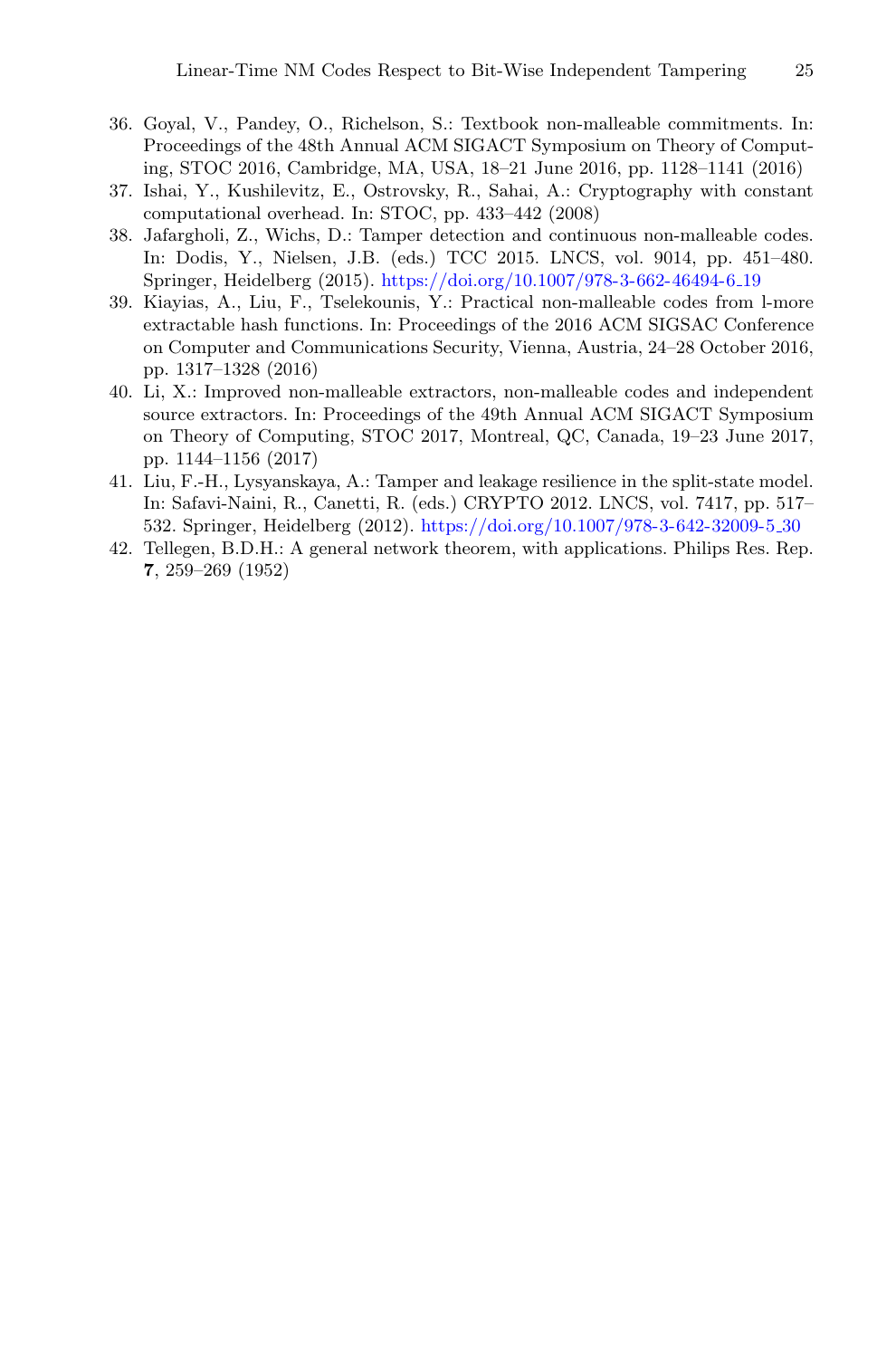36. Goyal, V., Pandey, O., Richelson, S.: Textbook non-malleable commitments. In: Proceedings of the 48th Annual ACM SIGACT Symposium on Theory of Computing, STOC 2016, Cambridge, MA, USA, 18–21 June 2016, pp. 1128–1141 (2016)
37. Ishai, Y., Kushilevitz, E., Ostrovsky, R., Sahai, A.: Cryptography with constant computational overhead. In: STOC, pp. 433–442 (2008)
38. Jafargholi, Z., Wichs, D.: Tamper detection and continuous non-malleable codes. In: Dodis, Y., Nielsen, J.B. (eds.) TCC 2015. LNCS, vol. 9014, pp. 451–480. Springer, Heidelberg (2015). https://doi.org/10.1007/978-3-662-46494-6_19
39. Kiayias, A., Liu, F., Tselekounis, Y.: Practical non-malleable codes from l-more extractable hash functions. In: Proceedings of the 2016 ACM SIGSAC Conference on Computer and Communications Security, Vienna, Austria, 24–28 October 2016, pp. 1317–1328 (2016)
40. Li, X.: Improved non-malleable extractors, non-malleable codes and independent source extractors. In: Proceedings of the 49th Annual ACM SIGACT Symposium on Theory of Computing, STOC 2017, Montreal, QC, Canada, 19–23 June 2017, pp. 1144–1156 (2017)
41. Liu, F.-H., Lysyanskaya, A.: Tamper and leakage resilience in the split-state model. In: Safavi-Naini, R., Canetti, R. (eds.) CRYPTO 2012. LNCS, vol. 7417, pp. 517–532. Springer, Heidelberg (2012). https://doi.org/10.1007/978-3-642-32009-5_30
42. Tellegen, B.D.H.: A general network theorem, with applications. Philips Res. Rep. **7**, 259–269 (1952)